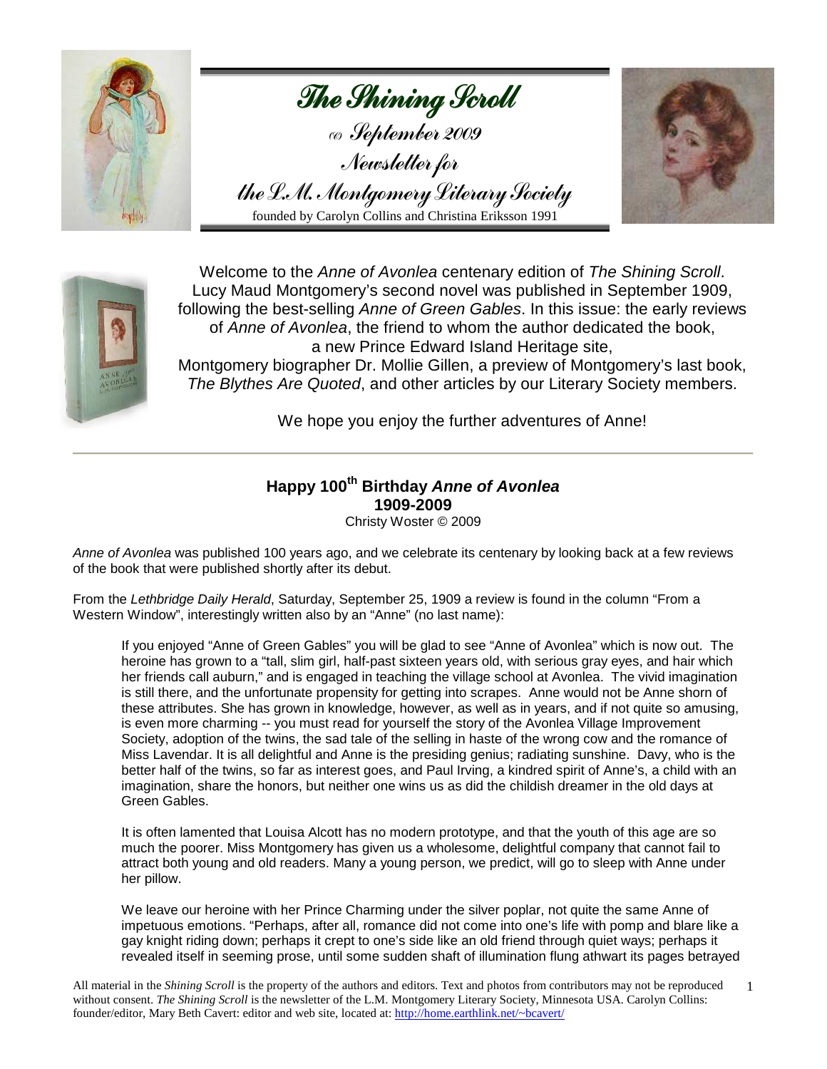# The Shining Scroll

∞ September 2009

Newsletter for

the L.M. Montgomery Literary Society

founded by Carolyn Collins and Christina Eriksson 1991

Welcome to the *Anne of Avonlea* centenary edition of *The Shining Scroll*. Lucy Maud Montgomery's second novel was published in September 1909, following the best-selling *Anne of Green Gables*. In this issue: the early reviews of *Anne of Avonlea*, the friend to whom the author dedicated the book, a new Prince Edward Island Heritage site, Montgomery biographer Dr. Mollie Gillen, a preview of Montgomery's last book, *The Blythes Are Quoted*, and other articles by our Literary Society members.

We hope you enjoy the further adventures of Anne!

---

## Happy 100th Birthday *Anne of Avonlea* 1909-2009

Christy Woster © 2009

*Anne of Avonlea* was published 100 years ago, and we celebrate its centenary by looking back at a few reviews of the book that were published shortly after its debut.

From the *Lethbridge Daily Herald*, Saturday, September 25, 1909 a review is found in the column "From a Western Window", interestingly written also by an "Anne" (no last name):

> If you enjoyed "Anne of Green Gables" you will be glad to see "Anne of Avonlea" which is now out. The heroine has grown to a "tall, slim girl, half-past sixteen years old, with serious gray eyes, and hair which her friends call auburn," and is engaged in teaching the village school at Avonlea. The vivid imagination is still there, and the unfortunate propensity for getting into scrapes. Anne would not be Anne shorn of these attributes. She has grown in knowledge, however, as well as in years, and if not quite so amusing, is even more charming -- you must read for yourself the story of the Avonlea Village Improvement Society, adoption of the twins, the sad tale of the selling in haste of the wrong cow and the romance of Miss Lavendar. It is all delightful and Anne is the presiding genius; radiating sunshine. Davy, who is the better half of the twins, so far as interest goes, and Paul Irving, a kindred spirit of Anne's, a child with an imagination, share the honors, but neither one wins us as did the childish dreamer in the old days at Green Gables.
>
> It is often lamented that Louisa Alcott has no modern prototype, and that the youth of this age are so much the poorer. Miss Montgomery has given us a wholesome, delightful company that cannot fail to attract both young and old readers. Many a young person, we predict, will go to sleep with Anne under her pillow.
>
> We leave our heroine with her Prince Charming under the silver poplar, not quite the same Anne of impetuous emotions. "Perhaps, after all, romance did not come into one's life with pomp and blare like a gay knight riding down; perhaps it crept to one's side like an old friend through quiet ways; perhaps it revealed itself in seeming prose, until some sudden shaft of illumination flung athwart its pages betrayed

All material in the *Shining Scroll* is the property of the authors and editors. Text and photos from contributors may not be reproduced without consent. *The Shining Scroll* is the newsletter of the L.M. Montgomery Literary Society, Minnesota USA. Carolyn Collins: founder/editor, Mary Beth Cavert: editor and web site, located at: http://home.earthlink.net/~bcavert/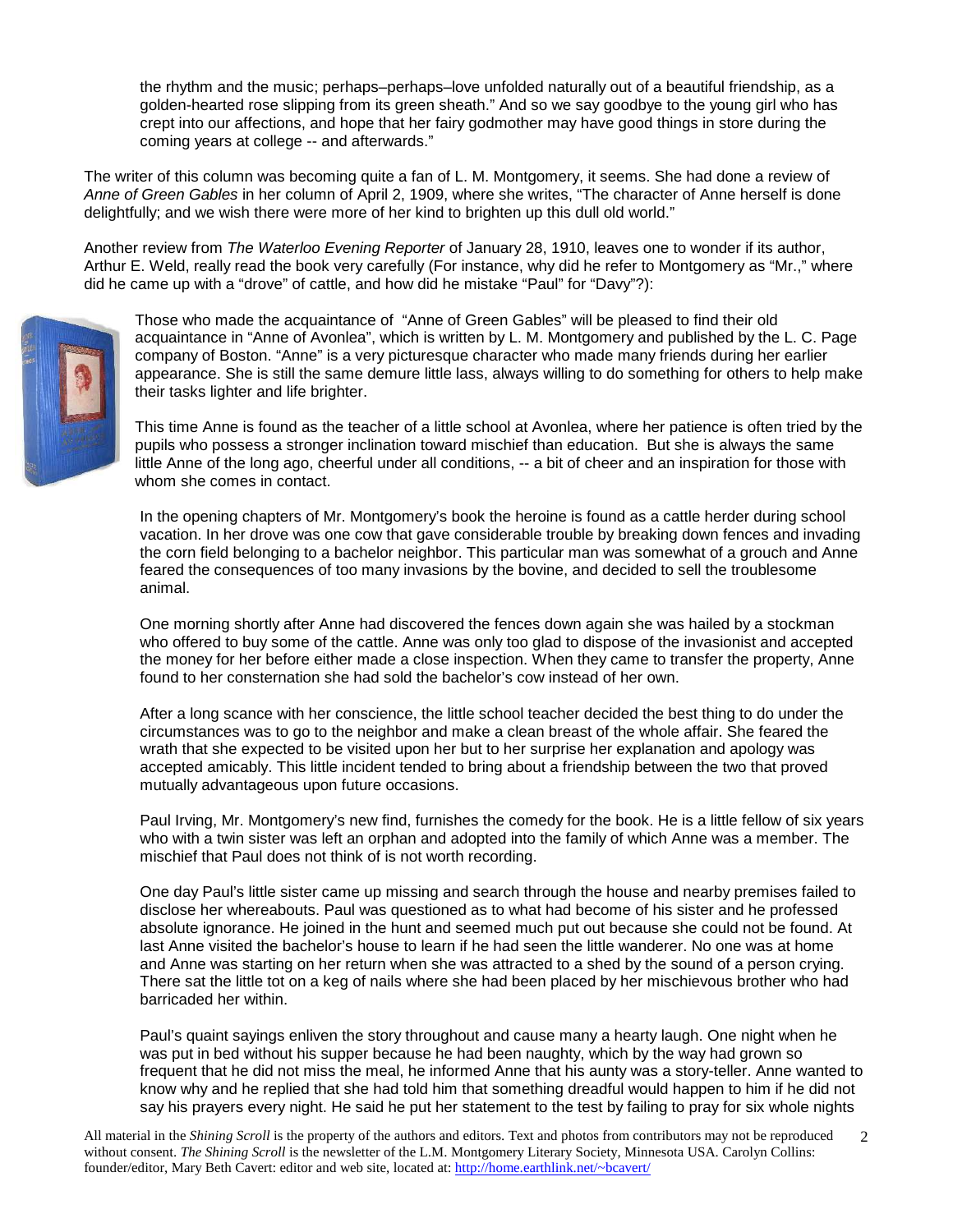the rhythm and the music; perhaps–perhaps–love unfolded naturally out of a beautiful friendship, as a golden-hearted rose slipping from its green sheath." And so we say goodbye to the young girl who has crept into our affections, and hope that her fairy godmother may have good things in store during the coming years at college -- and afterwards."

The writer of this column was becoming quite a fan of L. M. Montgomery, it seems. She had done a review of *Anne of Green Gables* in her column of April 2, 1909, where she writes, "The character of Anne herself is done delightfully; and we wish there were more of her kind to brighten up this dull old world."

Another review from *The Waterloo Evening Reporter* of January 28, 1910, leaves one to wonder if its author, Arthur E. Weld, really read the book very carefully (For instance, why did he refer to Montgomery as "Mr.," where did he came up with a "drove" of cattle, and how did he mistake "Paul" for "Davy"?):

> Those who made the acquaintance of "Anne of Green Gables" will be pleased to find their old acquaintance in "Anne of Avonlea", which is written by L. M. Montgomery and published by the L. C. Page company of Boston. "Anne" is a very picturesque character who made many friends during her earlier appearance. She is still the same demure little lass, always willing to do something for others to help make their tasks lighter and life brighter.
>
> This time Anne is found as the teacher of a little school at Avonlea, where her patience is often tried by the pupils who possess a stronger inclination toward mischief than education. But she is always the same little Anne of the long ago, cheerful under all conditions, -- a bit of cheer and an inspiration for those with whom she comes in contact.
>
> In the opening chapters of Mr. Montgomery's book the heroine is found as a cattle herder during school vacation. In her drove was one cow that gave considerable trouble by breaking down fences and invading the corn field belonging to a bachelor neighbor. This particular man was somewhat of a grouch and Anne feared the consequences of too many invasions by the bovine, and decided to sell the troublesome animal.
>
> One morning shortly after Anne had discovered the fences down again she was hailed by a stockman who offered to buy some of the cattle. Anne was only too glad to dispose of the invasionist and accepted the money for her before either made a close inspection. When they came to transfer the property, Anne found to her consternation she had sold the bachelor's cow instead of her own.
>
> After a long scance with her conscience, the little school teacher decided the best thing to do under the circumstances was to go to the neighbor and make a clean breast of the whole affair. She feared the wrath that she expected to be visited upon her but to her surprise her explanation and apology was accepted amicably. This little incident tended to bring about a friendship between the two that proved mutually advantageous upon future occasions.
>
> Paul Irving, Mr. Montgomery's new find, furnishes the comedy for the book. He is a little fellow of six years who with a twin sister was left an orphan and adopted into the family of which Anne was a member. The mischief that Paul does not think of is not worth recording.
>
> One day Paul's little sister came up missing and search through the house and nearby premises failed to disclose her whereabouts. Paul was questioned as to what had become of his sister and he professed absolute ignorance. He joined in the hunt and seemed much put out because she could not be found. At last Anne visited the bachelor's house to learn if he had seen the little wanderer. No one was at home and Anne was starting on her return when she was attracted to a shed by the sound of a person crying. There sat the little tot on a keg of nails where she had been placed by her mischievous brother who had barricaded her within.
>
> Paul's quaint sayings enliven the story throughout and cause many a hearty laugh. One night when he was put in bed without his supper because he had been naughty, which by the way had grown so frequent that he did not miss the meal, he informed Anne that his aunty was a story-teller. Anne wanted to know why and he replied that she had told him that something dreadful would happen to him if he did not say his prayers every night. He said he put her statement to the test by failing to pray for six whole nights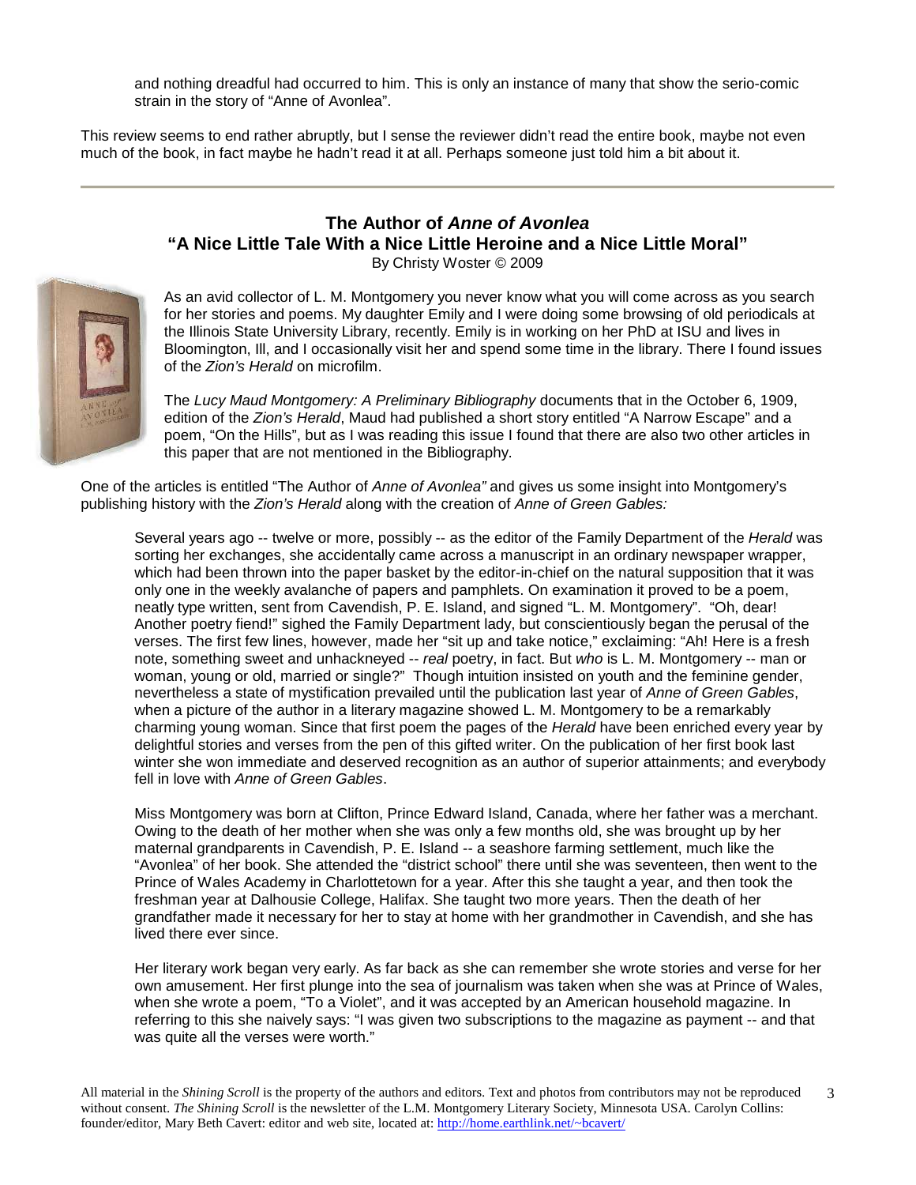> and nothing dreadful had occurred to him. This is only an instance of many that show the serio-comic strain in the story of "Anne of Avonlea".

This review seems to end rather abruptly, but I sense the reviewer didn't read the entire book, maybe not even much of the book, in fact maybe he hadn't read it at all. Perhaps someone just told him a bit about it.

---

## The Author of *Anne of Avonlea*
## "A Nice Little Tale With a Nice Little Heroine and a Nice Little Moral"

By Christy Woster © 2009

As an avid collector of L. M. Montgomery you never know what you will come across as you search for her stories and poems. My daughter Emily and I were doing some browsing of old periodicals at the Illinois State University Library, recently. Emily is in working on her PhD at ISU and lives in Bloomington, Ill, and I occasionally visit her and spend some time in the library. There I found issues of the *Zion's Herald* on microfilm.

The *Lucy Maud Montgomery: A Preliminary Bibliography* documents that in the October 6, 1909, edition of the *Zion's Herald*, Maud had published a short story entitled "A Narrow Escape" and a poem, "On the Hills", but as I was reading this issue I found that there are also two other articles in this paper that are not mentioned in the Bibliography.

One of the articles is entitled "The Author of *Anne of Avonlea"* and gives us some insight into Montgomery's publishing history with the *Zion's Herald* along with the creation of *Anne of Green Gables:*

> Several years ago -- twelve or more, possibly -- as the editor of the Family Department of the *Herald* was sorting her exchanges, she accidentally came across a manuscript in an ordinary newspaper wrapper, which had been thrown into the paper basket by the editor-in-chief on the natural supposition that it was only one in the weekly avalanche of papers and pamphlets. On examination it proved to be a poem, neatly type written, sent from Cavendish, P. E. Island, and signed "L. M. Montgomery". "Oh, dear! Another poetry fiend!" sighed the Family Department lady, but conscientiously began the perusal of the verses. The first few lines, however, made her "sit up and take notice," exclaiming: "Ah! Here is a fresh note, something sweet and unhackneyed -- *real* poetry, in fact. But *who* is L. M. Montgomery -- man or woman, young or old, married or single?" Though intuition insisted on youth and the feminine gender, nevertheless a state of mystification prevailed until the publication last year of *Anne of Green Gables*, when a picture of the author in a literary magazine showed L. M. Montgomery to be a remarkably charming young woman. Since that first poem the pages of the *Herald* have been enriched every year by delightful stories and verses from the pen of this gifted writer. On the publication of her first book last winter she won immediate and deserved recognition as an author of superior attainments; and everybody fell in love with *Anne of Green Gables*.
>
> Miss Montgomery was born at Clifton, Prince Edward Island, Canada, where her father was a merchant. Owing to the death of her mother when she was only a few months old, she was brought up by her maternal grandparents in Cavendish, P. E. Island -- a seashore farming settlement, much like the "Avonlea" of her book. She attended the "district school" there until she was seventeen, then went to the Prince of Wales Academy in Charlottetown for a year. After this she taught a year, and then took the freshman year at Dalhousie College, Halifax. She taught two more years. Then the death of her grandfather made it necessary for her to stay at home with her grandmother in Cavendish, and she has lived there ever since.
>
> Her literary work began very early. As far back as she can remember she wrote stories and verse for her own amusement. Her first plunge into the sea of journalism was taken when she was at Prince of Wales, when she wrote a poem, "To a Violet", and it was accepted by an American household magazine. In referring to this she naively says: "I was given two subscriptions to the magazine as payment -- and that was quite all the verses were worth."

All material in the *Shining Scroll* is the property of the authors and editors. Text and photos from contributors may not be reproduced without consent. *The Shining Scroll* is the newsletter of the L.M. Montgomery Literary Society, Minnesota USA. Carolyn Collins: founder/editor, Mary Beth Cavert: editor and web site, located at: http://home.earthlink.net/~bcavert/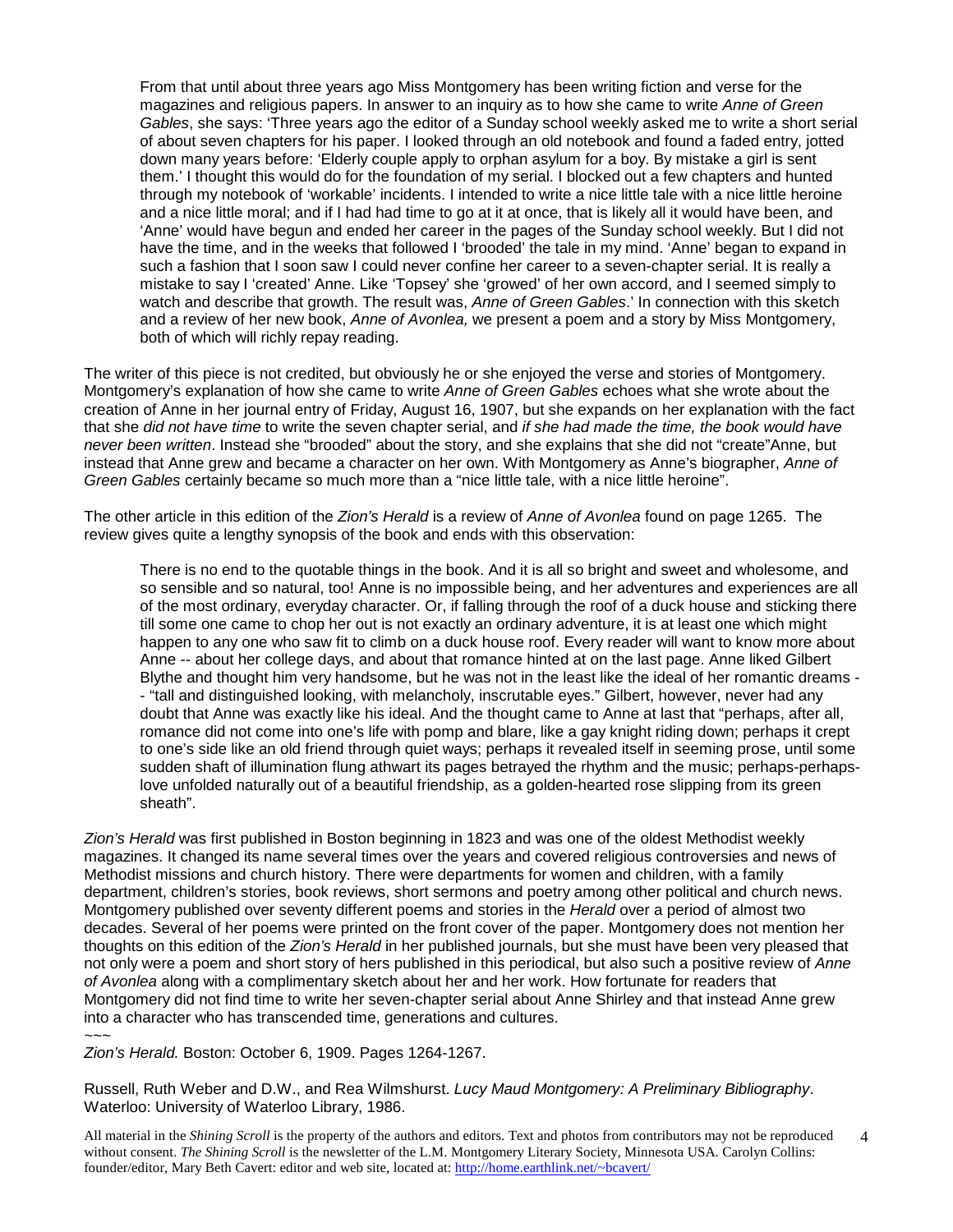> From that until about three years ago Miss Montgomery has been writing fiction and verse for the magazines and religious papers. In answer to an inquiry as to how she came to write *Anne of Green Gables*, she says: 'Three years ago the editor of a Sunday school weekly asked me to write a short serial of about seven chapters for his paper. I looked through an old notebook and found a faded entry, jotted down many years before: 'Elderly couple apply to orphan asylum for a boy. By mistake a girl is sent them.' I thought this would do for the foundation of my serial. I blocked out a few chapters and hunted through my notebook of 'workable' incidents. I intended to write a nice little tale with a nice little heroine and a nice little moral; and if I had had time to go at it at once, that is likely all it would have been, and 'Anne' would have begun and ended her career in the pages of the Sunday school weekly. But I did not have the time, and in the weeks that followed I 'brooded' the tale in my mind. 'Anne' began to expand in such a fashion that I soon saw I could never confine her career to a seven-chapter serial. It is really a mistake to say I 'created' Anne. Like 'Topsey' she 'growed' of her own accord, and I seemed simply to watch and describe that growth. The result was, *Anne of Green Gables*.' In connection with this sketch and a review of her new book, *Anne of Avonlea,* we present a poem and a story by Miss Montgomery, both of which will richly repay reading.

The writer of this piece is not credited, but obviously he or she enjoyed the verse and stories of Montgomery. Montgomery's explanation of how she came to write *Anne of Green Gables* echoes what she wrote about the creation of Anne in her journal entry of Friday, August 16, 1907, but she expands on her explanation with the fact that she *did not have time* to write the seven chapter serial, and *if she had made the time, the book would have never been written*. Instead she "brooded" about the story, and she explains that she did not "create"Anne, but instead that Anne grew and became a character on her own. With Montgomery as Anne's biographer, *Anne of Green Gables* certainly became so much more than a "nice little tale, with a nice little heroine".

The other article in this edition of the *Zion's Herald* is a review of *Anne of Avonlea* found on page 1265. The review gives quite a lengthy synopsis of the book and ends with this observation:

> There is no end to the quotable things in the book. And it is all so bright and sweet and wholesome, and so sensible and so natural, too! Anne is no impossible being, and her adventures and experiences are all of the most ordinary, everyday character. Or, if falling through the roof of a duck house and sticking there till some one came to chop her out is not exactly an ordinary adventure, it is at least one which might happen to any one who saw fit to climb on a duck house roof. Every reader will want to know more about Anne -- about her college days, and about that romance hinted at on the last page. Anne liked Gilbert Blythe and thought him very handsome, but he was not in the least like the ideal of her romantic dreams -- "tall and distinguished looking, with melancholy, inscrutable eyes." Gilbert, however, never had any doubt that Anne was exactly like his ideal. And the thought came to Anne at last that "perhaps, after all, romance did not come into one's life with pomp and blare, like a gay knight riding down; perhaps it crept to one's side like an old friend through quiet ways; perhaps it revealed itself in seeming prose, until some sudden shaft of illumination flung athwart its pages betrayed the rhythm and the music; perhaps-perhaps-love unfolded naturally out of a beautiful friendship, as a golden-hearted rose slipping from its green sheath".

*Zion's Herald* was first published in Boston beginning in 1823 and was one of the oldest Methodist weekly magazines. It changed its name several times over the years and covered religious controversies and news of Methodist missions and church history. There were departments for women and children, with a family department, children's stories, book reviews, short sermons and poetry among other political and church news. Montgomery published over seventy different poems and stories in the *Herald* over a period of almost two decades. Several of her poems were printed on the front cover of the paper. Montgomery does not mention her thoughts on this edition of the *Zion's Herald* in her published journals, but she must have been very pleased that not only were a poem and short story of hers published in this periodical, but also such a positive review of *Anne of Avonlea* along with a complimentary sketch about her and her work. How fortunate for readers that Montgomery did not find time to write her seven-chapter serial about Anne Shirley and that instead Anne grew into a character who has transcended time, generations and cultures.

~~~

*Zion's Herald.* Boston: October 6, 1909. Pages 1264-1267.

Russell, Ruth Weber and D.W., and Rea Wilmshurst. *Lucy Maud Montgomery: A Preliminary Bibliography*. Waterloo: University of Waterloo Library, 1986.

All material in the *Shining Scroll* is the property of the authors and editors. Text and photos from contributors may not be reproduced without consent. *The Shining Scroll* is the newsletter of the L.M. Montgomery Literary Society, Minnesota USA. Carolyn Collins: founder/editor, Mary Beth Cavert: editor and web site, located at: http://home.earthlink.net/~bcavert/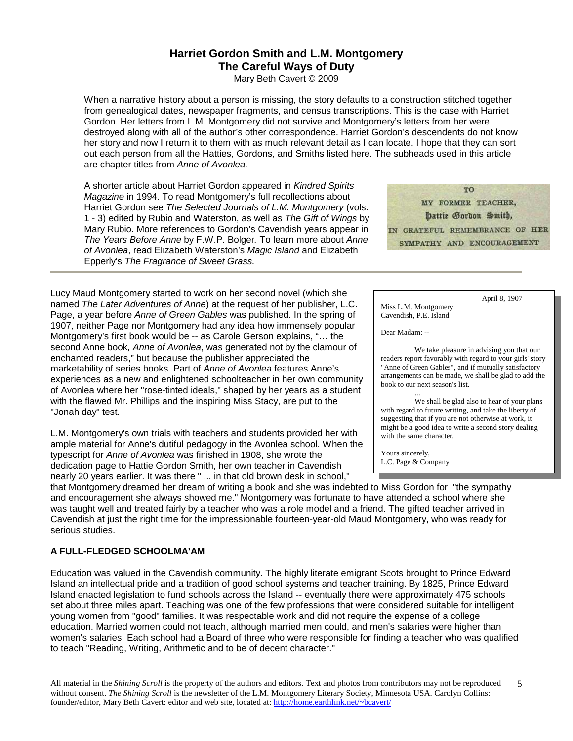# Harriet Gordon Smith and L.M. Montgomery
## The Careful Ways of Duty

Mary Beth Cavert © 2009

When a narrative history about a person is missing, the story defaults to a construction stitched together from genealogical dates, newspaper fragments, and census transcriptions. This is the case with Harriet Gordon. Her letters from L.M. Montgomery did not survive and Montgomery's letters from her were destroyed along with all of the author's other correspondence. Harriet Gordon's descendents do not know her story and now I return it to them with as much relevant detail as I can locate. I hope that they can sort out each person from all the Hatties, Gordons, and Smiths listed here. The subheads used in this article are chapter titles from *Anne of Avonlea.*

A shorter article about Harriet Gordon appeared in *Kindred Spirits Magazine* in 1994. To read Montgomery's full recollections about Harriet Gordon see *The Selected Journals of L.M. Montgomery* (vols. 1 - 3) edited by Rubio and Waterston, as well as *The Gift of Wings* by Mary Rubio. More references to Gordon's Cavendish years appear in *The Years Before Anne* by F.W.P. Bolger. To learn more about *Anne of Avonlea*, read Elizabeth Waterston's *Magic Island* and Elizabeth Epperly's *The Fragrance of Sweet Grass.*

TO
MY FORMER TEACHER,
Hattie Gordon Smith,
IN GRATEFUL REMEMBRANCE OF HER
SYMPATHY AND ENCOURAGEMENT

---

Lucy Maud Montgomery started to work on her second novel (which she named *The Later Adventures of Anne*) at the request of her publisher, L.C. Page, a year before *Anne of Green Gables* was published. In the spring of 1907, neither Page nor Montgomery had any idea how immensely popular Montgomery's first book would be -- as Carole Gerson explains, "… the second Anne book*, Anne of Avonlea*, was generated not by the clamour of enchanted readers," but because the publisher appreciated the marketability of series books. Part of *Anne of Avonlea* features Anne's experiences as a new and enlightened schoolteacher in her own community of Avonlea where her "rose-tinted ideals," shaped by her years as a student with the flawed Mr. Phillips and the inspiring Miss Stacy, are put to the "Jonah day" test.

> April 8, 1907
>
> Miss L.M. Montgomery
> Cavendish, P.E. Island
>
> Dear Madam: --
>
> We take pleasure in advising you that our readers report favorably with regard to your girls' story "Anne of Green Gables", and if mutually satisfactory arrangements can be made, we shall be glad to add the book to our next season's list.
>
> ...
>
> We shall be glad also to hear of your plans with regard to future writing, and take the liberty of suggesting that if you are not otherwise at work, it might be a good idea to write a second story dealing with the same character.
>
> Yours sincerely,
> L.C. Page & Company

L.M. Montgomery's own trials with teachers and students provided her with ample material for Anne's dutiful pedagogy in the Avonlea school. When the typescript for *Anne of Avonlea* was finished in 1908, she wrote the dedication page to Hattie Gordon Smith, her own teacher in Cavendish nearly 20 years earlier. It was there " ... in that old brown desk in school," that Montgomery dreamed her dream of writing a book and she was indebted to Miss Gordon for "the sympathy and encouragement she always showed me." Montgomery was fortunate to have attended a school where she was taught well and treated fairly by a teacher who was a role model and a friend. The gifted teacher arrived in Cavendish at just the right time for the impressionable fourteen-year-old Maud Montgomery, who was ready for serious studies.

### A FULL-FLEDGED SCHOOLMA'AM

Education was valued in the Cavendish community. The highly literate emigrant Scots brought to Prince Edward Island an intellectual pride and a tradition of good school systems and teacher training. By 1825, Prince Edward Island enacted legislation to fund schools across the Island -- eventually there were approximately 475 schools set about three miles apart. Teaching was one of the few professions that were considered suitable for intelligent young women from "good" families. It was respectable work and did not require the expense of a college education. Married women could not teach, although married men could, and men's salaries were higher than women's salaries. Each school had a Board of three who were responsible for finding a teacher who was qualified to teach "Reading, Writing, Arithmetic and to be of decent character."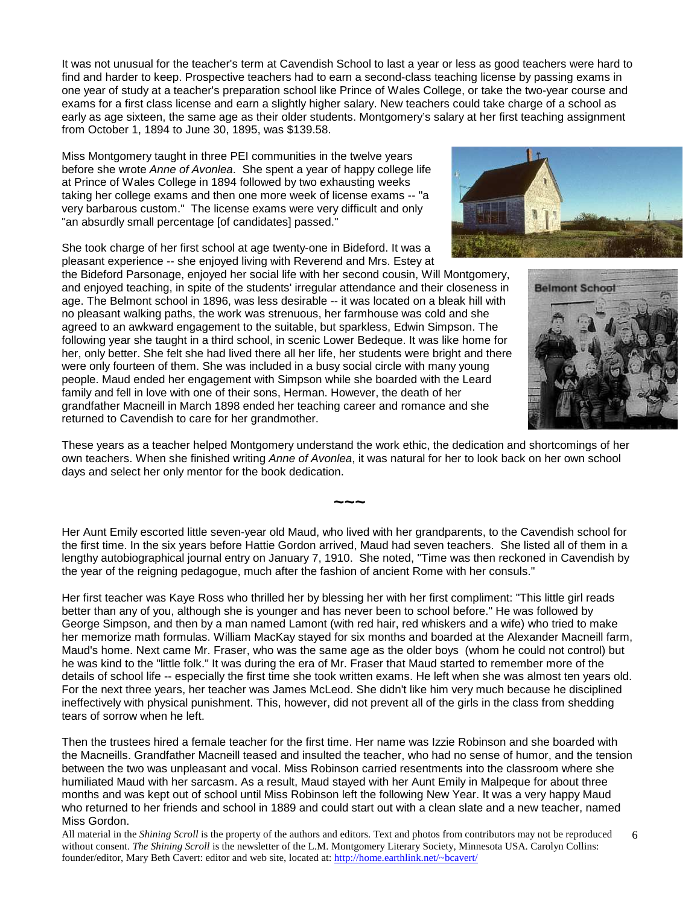It was not unusual for the teacher's term at Cavendish School to last a year or less as good teachers were hard to find and harder to keep. Prospective teachers had to earn a second-class teaching license by passing exams in one year of study at a teacher's preparation school like Prince of Wales College, or take the two-year course and exams for a first class license and earn a slightly higher salary. New teachers could take charge of a school as early as age sixteen, the same age as their older students. Montgomery's salary at her first teaching assignment from October 1, 1894 to June 30, 1895, was $139.58.

Miss Montgomery taught in three PEI communities in the twelve years before she wrote *Anne of Avonlea*. She spent a year of happy college life at Prince of Wales College in 1894 followed by two exhausting weeks taking her college exams and then one more week of license exams -- "a very barbarous custom." The license exams were very difficult and only "an absurdly small percentage [of candidates] passed."

She took charge of her first school at age twenty-one in Bideford. It was a pleasant experience -- she enjoyed living with Reverend and Mrs. Estey at the Bideford Parsonage, enjoyed her social life with her second cousin, Will Montgomery, and enjoyed teaching, in spite of the students' irregular attendance and their closeness in age. The Belmont school in 1896, was less desirable -- it was located on a bleak hill with no pleasant walking paths, the work was strenuous, her farmhouse was cold and she agreed to an awkward engagement to the suitable, but sparkless, Edwin Simpson. The following year she taught in a third school, in scenic Lower Bedeque. It was like home for her, only better. She felt she had lived there all her life, her students were bright and there were only fourteen of them. She was included in a busy social circle with many young people. Maud ended her engagement with Simpson while she boarded with the Leard family and fell in love with one of their sons, Herman. However, the death of her grandfather Macneill in March 1898 ended her teaching career and romance and she returned to Cavendish to care for her grandmother.

Belmont School

These years as a teacher helped Montgomery understand the work ethic, the dedication and shortcomings of her own teachers. When she finished writing *Anne of Avonlea*, it was natural for her to look back on her own school days and select her only mentor for the book dedication.

**~~~**

Her Aunt Emily escorted little seven-year old Maud, who lived with her grandparents, to the Cavendish school for the first time. In the six years before Hattie Gordon arrived, Maud had seven teachers. She listed all of them in a lengthy autobiographical journal entry on January 7, 1910. She noted, "Time was then reckoned in Cavendish by the year of the reigning pedagogue, much after the fashion of ancient Rome with her consuls."

Her first teacher was Kaye Ross who thrilled her by blessing her with her first compliment: "This little girl reads better than any of you, although she is younger and has never been to school before." He was followed by George Simpson, and then by a man named Lamont (with red hair, red whiskers and a wife) who tried to make her memorize math formulas. William MacKay stayed for six months and boarded at the Alexander Macneill farm, Maud's home. Next came Mr. Fraser, who was the same age as the older boys (whom he could not control) but he was kind to the "little folk." It was during the era of Mr. Fraser that Maud started to remember more of the details of school life -- especially the first time she took written exams. He left when she was almost ten years old. For the next three years, her teacher was James McLeod. She didn't like him very much because he disciplined ineffectively with physical punishment. This, however, did not prevent all of the girls in the class from shedding tears of sorrow when he left.

Then the trustees hired a female teacher for the first time. Her name was Izzie Robinson and she boarded with the Macneills. Grandfather Macneill teased and insulted the teacher, who had no sense of humor, and the tension between the two was unpleasant and vocal. Miss Robinson carried resentments into the classroom where she humiliated Maud with her sarcasm. As a result, Maud stayed with her Aunt Emily in Malpeque for about three months and was kept out of school until Miss Robinson left the following New Year. It was a very happy Maud who returned to her friends and school in 1889 and could start out with a clean slate and a new teacher, named Miss Gordon.

All material in the *Shining Scroll* is the property of the authors and editors. Text and photos from contributors may not be reproduced without consent. *The Shining Scroll* is the newsletter of the L.M. Montgomery Literary Society, Minnesota USA. Carolyn Collins: founder/editor, Mary Beth Cavert: editor and web site, located at: http://home.earthlink.net/~bcavert/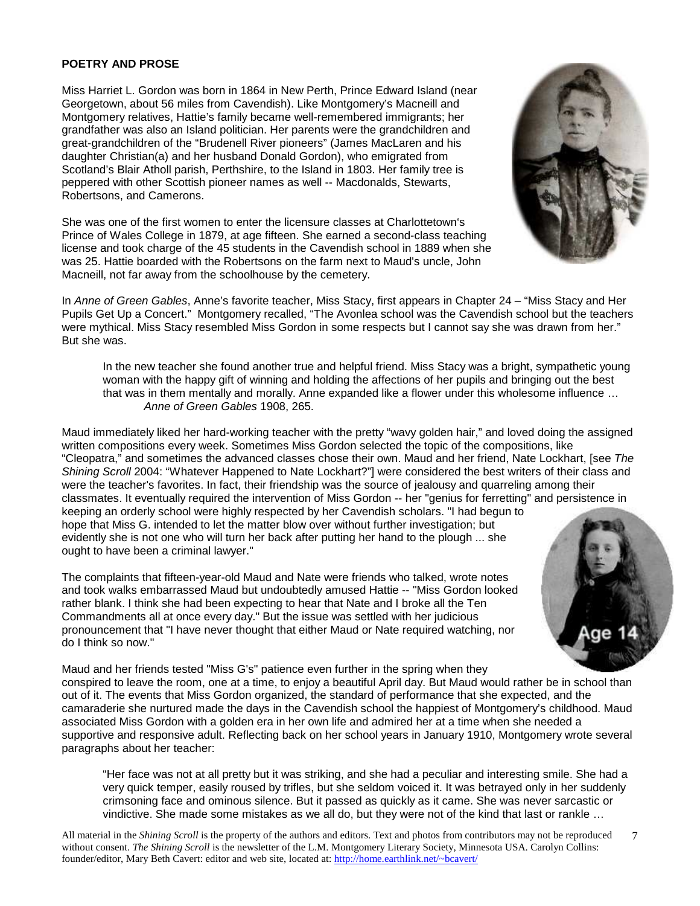**POETRY AND PROSE**

Miss Harriet L. Gordon was born in 1864 in New Perth, Prince Edward Island (near Georgetown, about 56 miles from Cavendish). Like Montgomery's Macneill and Montgomery relatives, Hattie's family became well-remembered immigrants; her grandfather was also an Island politician. Her parents were the grandchildren and great-grandchildren of the "Brudenell River pioneers" (James MacLaren and his daughter Christian(a) and her husband Donald Gordon), who emigrated from Scotland's Blair Atholl parish, Perthshire, to the Island in 1803. Her family tree is peppered with other Scottish pioneer names as well -- Macdonalds, Stewarts, Robertsons, and Camerons.

She was one of the first women to enter the licensure classes at Charlottetown's Prince of Wales College in 1879, at age fifteen. She earned a second-class teaching license and took charge of the 45 students in the Cavendish school in 1889 when she was 25. Hattie boarded with the Robertsons on the farm next to Maud's uncle, John Macneill, not far away from the schoolhouse by the cemetery.

In *Anne of Green Gables*, Anne's favorite teacher, Miss Stacy, first appears in Chapter 24 – "Miss Stacy and Her Pupils Get Up a Concert." Montgomery recalled, "The Avonlea school was the Cavendish school but the teachers were mythical. Miss Stacy resembled Miss Gordon in some respects but I cannot say she was drawn from her." But she was.

> In the new teacher she found another true and helpful friend. Miss Stacy was a bright, sympathetic young woman with the happy gift of winning and holding the affections of her pupils and bringing out the best that was in them mentally and morally. Anne expanded like a flower under this wholesome influence …
> *Anne of Green Gables* 1908, 265.

Maud immediately liked her hard-working teacher with the pretty "wavy golden hair," and loved doing the assigned written compositions every week. Sometimes Miss Gordon selected the topic of the compositions, like "Cleopatra," and sometimes the advanced classes chose their own. Maud and her friend, Nate Lockhart, [see *The Shining Scroll* 2004: "Whatever Happened to Nate Lockhart?"] were considered the best writers of their class and were the teacher's favorites. In fact, their friendship was the source of jealousy and quarreling among their classmates. It eventually required the intervention of Miss Gordon -- her "genius for ferretting" and persistence in keeping an orderly school were highly respected by her Cavendish scholars. "I had begun to hope that Miss G. intended to let the matter blow over without further investigation; but evidently she is not one who will turn her back after putting her hand to the plough ... she ought to have been a criminal lawyer."

Age 14

The complaints that fifteen-year-old Maud and Nate were friends who talked, wrote notes and took walks embarrassed Maud but undoubtedly amused Hattie -- "Miss Gordon looked rather blank. I think she had been expecting to hear that Nate and I broke all the Ten Commandments all at once every day." But the issue was settled with her judicious pronouncement that "I have never thought that either Maud or Nate required watching, nor do I think so now."

Maud and her friends tested "Miss G's" patience even further in the spring when they conspired to leave the room, one at a time, to enjoy a beautiful April day. But Maud would rather be in school than out of it. The events that Miss Gordon organized, the standard of performance that she expected, and the camaraderie she nurtured made the days in the Cavendish school the happiest of Montgomery's childhood. Maud associated Miss Gordon with a golden era in her own life and admired her at a time when she needed a supportive and responsive adult. Reflecting back on her school years in January 1910, Montgomery wrote several paragraphs about her teacher:

> "Her face was not at all pretty but it was striking, and she had a peculiar and interesting smile. She had a very quick temper, easily roused by trifles, but she seldom voiced it. It was betrayed only in her suddenly crimsoning face and ominous silence. But it passed as quickly as it came. She was never sarcastic or vindictive. She made some mistakes as we all do, but they were not of the kind that last or rankle …

All material in the *Shining Scroll* is the property of the authors and editors. Text and photos from contributors may not be reproduced without consent. *The Shining Scroll* is the newsletter of the L.M. Montgomery Literary Society, Minnesota USA. Carolyn Collins: founder/editor, Mary Beth Cavert: editor and web site, located at: http://home.earthlink.net/~bcavert/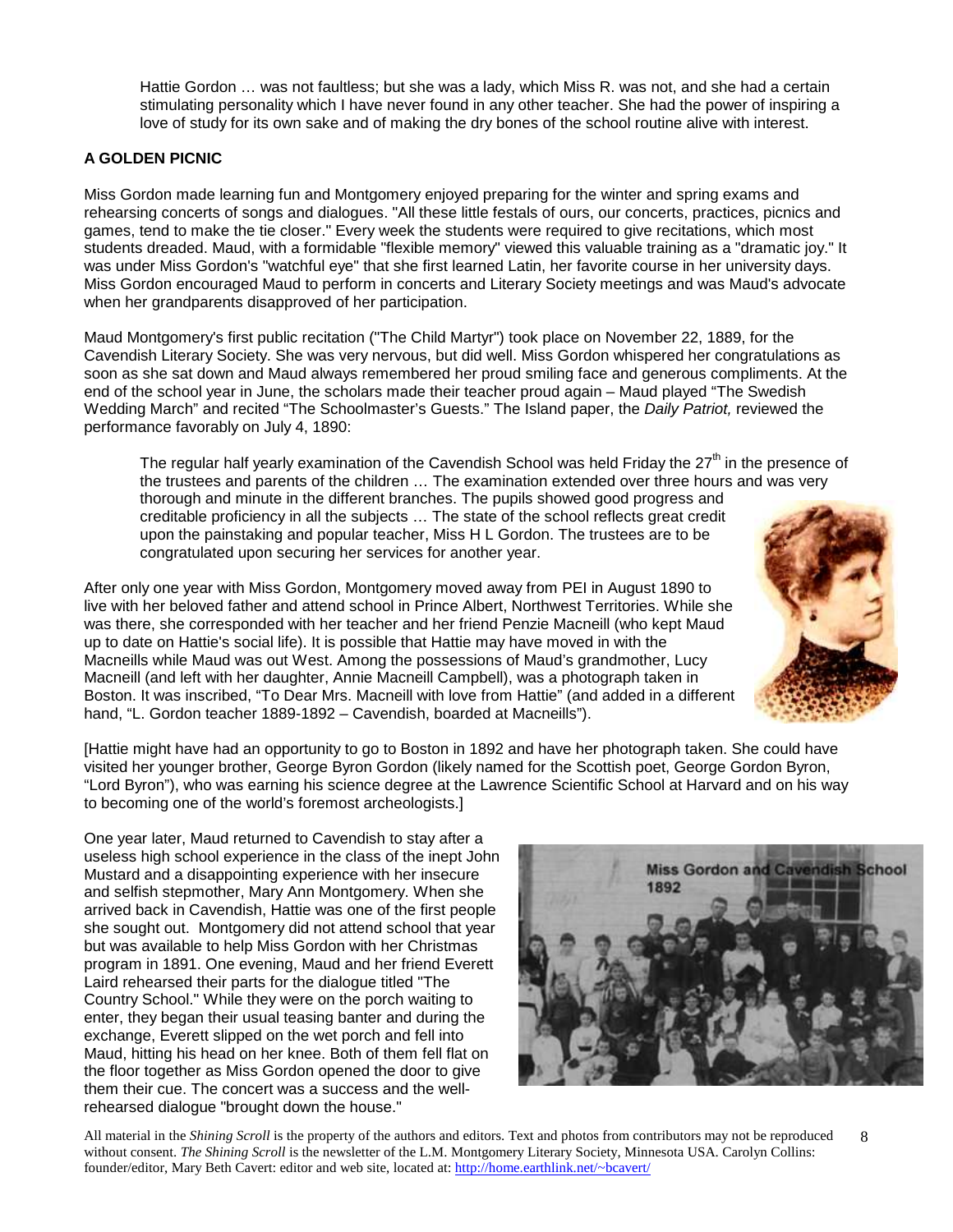> Hattie Gordon … was not faultless; but she was a lady, which Miss R. was not, and she had a certain stimulating personality which I have never found in any other teacher. She had the power of inspiring a love of study for its own sake and of making the dry bones of the school routine alive with interest.

**A GOLDEN PICNIC**

Miss Gordon made learning fun and Montgomery enjoyed preparing for the winter and spring exams and rehearsing concerts of songs and dialogues. "All these little festals of ours, our concerts, practices, picnics and games, tend to make the tie closer." Every week the students were required to give recitations, which most students dreaded. Maud, with a formidable "flexible memory" viewed this valuable training as a "dramatic joy." It was under Miss Gordon's "watchful eye" that she first learned Latin, her favorite course in her university days. Miss Gordon encouraged Maud to perform in concerts and Literary Society meetings and was Maud's advocate when her grandparents disapproved of her participation.

Maud Montgomery's first public recitation ("The Child Martyr") took place on November 22, 1889, for the Cavendish Literary Society. She was very nervous, but did well. Miss Gordon whispered her congratulations as soon as she sat down and Maud always remembered her proud smiling face and generous compliments. At the end of the school year in June, the scholars made their teacher proud again – Maud played "The Swedish Wedding March" and recited "The Schoolmaster's Guests." The Island paper, the *Daily Patriot,* reviewed the performance favorably on July 4, 1890:

> The regular half yearly examination of the Cavendish School was held Friday the 27th in the presence of the trustees and parents of the children … The examination extended over three hours and was very thorough and minute in the different branches. The pupils showed good progress and creditable proficiency in all the subjects … The state of the school reflects great credit upon the painstaking and popular teacher, Miss H L Gordon. The trustees are to be congratulated upon securing her services for another year.

After only one year with Miss Gordon, Montgomery moved away from PEI in August 1890 to live with her beloved father and attend school in Prince Albert, Northwest Territories. While she was there, she corresponded with her teacher and her friend Penzie Macneill (who kept Maud up to date on Hattie's social life). It is possible that Hattie may have moved in with the Macneills while Maud was out West. Among the possessions of Maud's grandmother, Lucy Macneill (and left with her daughter, Annie Macneill Campbell), was a photograph taken in Boston. It was inscribed, "To Dear Mrs. Macneill with love from Hattie" (and added in a different hand, "L. Gordon teacher 1889-1892 – Cavendish, boarded at Macneills").

[Hattie might have had an opportunity to go to Boston in 1892 and have her photograph taken. She could have visited her younger brother, George Byron Gordon (likely named for the Scottish poet, George Gordon Byron, "Lord Byron"), who was earning his science degree at the Lawrence Scientific School at Harvard and on his way to becoming one of the world's foremost archeologists.]

One year later, Maud returned to Cavendish to stay after a useless high school experience in the class of the inept John Mustard and a disappointing experience with her insecure and selfish stepmother, Mary Ann Montgomery. When she arrived back in Cavendish, Hattie was one of the first people she sought out. Montgomery did not attend school that year but was available to help Miss Gordon with her Christmas program in 1891. One evening, Maud and her friend Everett Laird rehearsed their parts for the dialogue titled "The Country School." While they were on the porch waiting to enter, they began their usual teasing banter and during the exchange, Everett slipped on the wet porch and fell into Maud, hitting his head on her knee. Both of them fell flat on the floor together as Miss Gordon opened the door to give them their cue. The concert was a success and the well-rehearsed dialogue "brought down the house."

Miss Gordon and Cavendish School 1892

All material in the *Shining Scroll* is the property of the authors and editors. Text and photos from contributors may not be reproduced without consent. *The Shining Scroll* is the newsletter of the L.M. Montgomery Literary Society, Minnesota USA. Carolyn Collins: founder/editor, Mary Beth Cavert: editor and web site, located at: http://home.earthlink.net/~bcavert/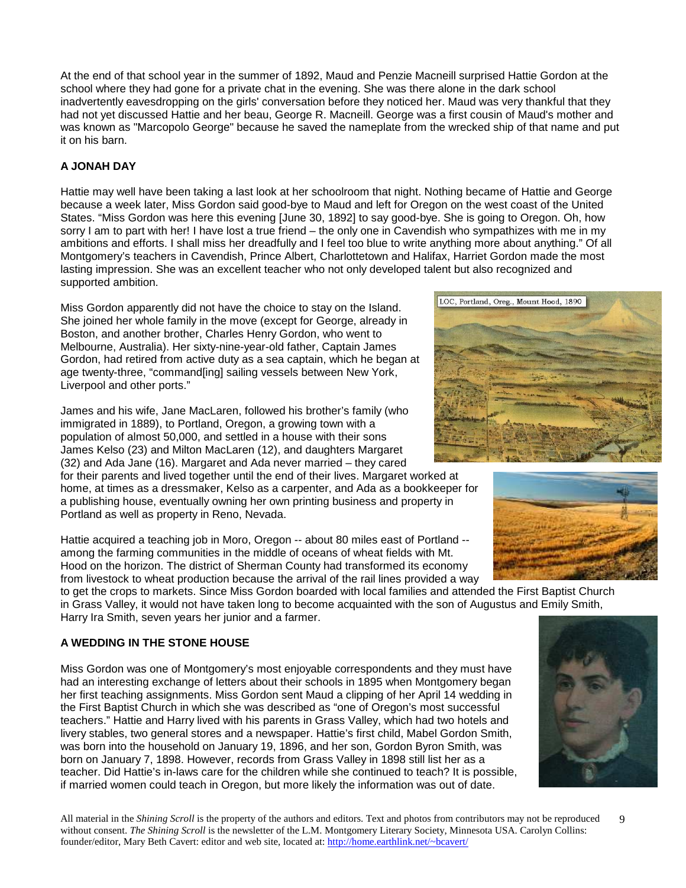At the end of that school year in the summer of 1892, Maud and Penzie Macneill surprised Hattie Gordon at the school where they had gone for a private chat in the evening. She was there alone in the dark school inadvertently eavesdropping on the girls' conversation before they noticed her. Maud was very thankful that they had not yet discussed Hattie and her beau, George R. Macneill. George was a first cousin of Maud's mother and was known as "Marcopolo George" because he saved the nameplate from the wrecked ship of that name and put it on his barn.

**A JONAH DAY**

Hattie may well have been taking a last look at her schoolroom that night. Nothing became of Hattie and George because a week later, Miss Gordon said good-bye to Maud and left for Oregon on the west coast of the United States. "Miss Gordon was here this evening [June 30, 1892] to say good-bye. She is going to Oregon. Oh, how sorry I am to part with her! I have lost a true friend – the only one in Cavendish who sympathizes with me in my ambitions and efforts. I shall miss her dreadfully and I feel too blue to write anything more about anything." Of all Montgomery's teachers in Cavendish, Prince Albert, Charlottetown and Halifax, Harriet Gordon made the most lasting impression. She was an excellent teacher who not only developed talent but also recognized and supported ambition.

Miss Gordon apparently did not have the choice to stay on the Island. She joined her whole family in the move (except for George, already in Boston, and another brother, Charles Henry Gordon, who went to Melbourne, Australia). Her sixty-nine-year-old father, Captain James Gordon, had retired from active duty as a sea captain, which he began at age twenty-three, "command[ing] sailing vessels between New York, Liverpool and other ports."

LOC, Portland, Oreg., Mount Hood, 1890

James and his wife, Jane MacLaren, followed his brother's family (who immigrated in 1889), to Portland, Oregon, a growing town with a population of almost 50,000, and settled in a house with their sons James Kelso (23) and Milton MacLaren (12), and daughters Margaret (32) and Ada Jane (16). Margaret and Ada never married – they cared for their parents and lived together until the end of their lives. Margaret worked at home, at times as a dressmaker, Kelso as a carpenter, and Ada as a bookkeeper for a publishing house, eventually owning her own printing business and property in Portland as well as property in Reno, Nevada.

Hattie acquired a teaching job in Moro, Oregon -- about 80 miles east of Portland -- among the farming communities in the middle of oceans of wheat fields with Mt. Hood on the horizon. The district of Sherman County had transformed its economy from livestock to wheat production because the arrival of the rail lines provided a way to get the crops to markets. Since Miss Gordon boarded with local families and attended the First Baptist Church in Grass Valley, it would not have taken long to become acquainted with the son of Augustus and Emily Smith, Harry Ira Smith, seven years her junior and a farmer.

**A WEDDING IN THE STONE HOUSE**

Miss Gordon was one of Montgomery's most enjoyable correspondents and they must have had an interesting exchange of letters about their schools in 1895 when Montgomery began her first teaching assignments. Miss Gordon sent Maud a clipping of her April 14 wedding in the First Baptist Church in which she was described as "one of Oregon's most successful teachers." Hattie and Harry lived with his parents in Grass Valley, which had two hotels and livery stables, two general stores and a newspaper. Hattie's first child, Mabel Gordon Smith, was born into the household on January 19, 1896, and her son, Gordon Byron Smith, was born on January 7, 1898. However, records from Grass Valley in 1898 still list her as a teacher. Did Hattie's in-laws care for the children while she continued to teach? It is possible, if married women could teach in Oregon, but more likely the information was out of date.

All material in the *Shining Scroll* is the property of the authors and editors. Text and photos from contributors may not be reproduced without consent. *The Shining Scroll* is the newsletter of the L.M. Montgomery Literary Society, Minnesota USA. Carolyn Collins: founder/editor, Mary Beth Cavert: editor and web site, located at: http://home.earthlink.net/~bcavert/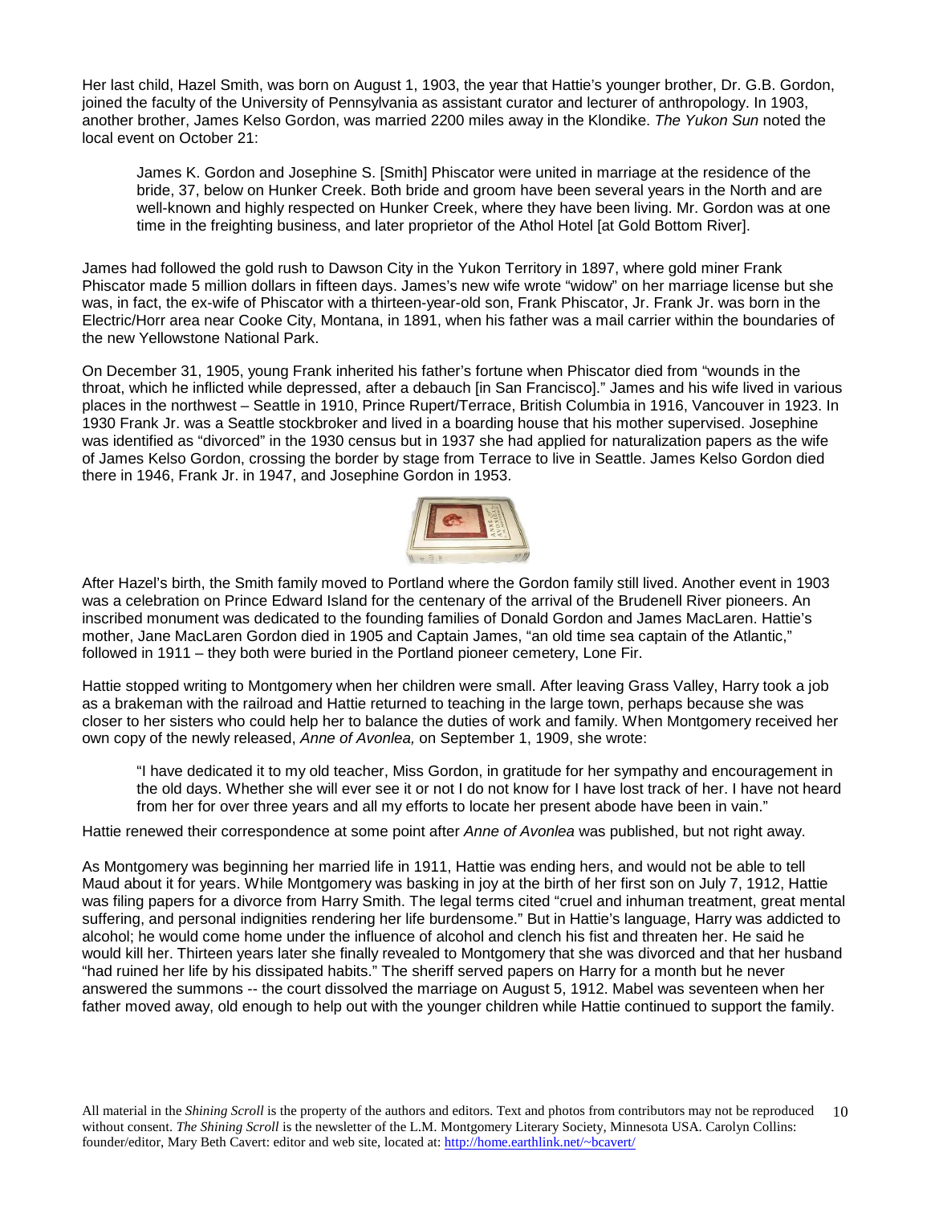Her last child, Hazel Smith, was born on August 1, 1903, the year that Hattie's younger brother, Dr. G.B. Gordon, joined the faculty of the University of Pennsylvania as assistant curator and lecturer of anthropology. In 1903, another brother, James Kelso Gordon, was married 2200 miles away in the Klondike. *The Yukon Sun* noted the local event on October 21:

> James K. Gordon and Josephine S. [Smith] Phiscator were united in marriage at the residence of the bride, 37, below on Hunker Creek. Both bride and groom have been several years in the North and are well-known and highly respected on Hunker Creek, where they have been living. Mr. Gordon was at one time in the freighting business, and later proprietor of the Athol Hotel [at Gold Bottom River].

James had followed the gold rush to Dawson City in the Yukon Territory in 1897, where gold miner Frank Phiscator made 5 million dollars in fifteen days. James's new wife wrote "widow" on her marriage license but she was, in fact, the ex-wife of Phiscator with a thirteen-year-old son, Frank Phiscator, Jr. Frank Jr. was born in the Electric/Horr area near Cooke City, Montana, in 1891, when his father was a mail carrier within the boundaries of the new Yellowstone National Park.

On December 31, 1905, young Frank inherited his father's fortune when Phiscator died from "wounds in the throat, which he inflicted while depressed, after a debauch [in San Francisco]." James and his wife lived in various places in the northwest – Seattle in 1910, Prince Rupert/Terrace, British Columbia in 1916, Vancouver in 1923. In 1930 Frank Jr. was a Seattle stockbroker and lived in a boarding house that his mother supervised. Josephine was identified as "divorced" in the 1930 census but in 1937 she had applied for naturalization papers as the wife of James Kelso Gordon, crossing the border by stage from Terrace to live in Seattle. James Kelso Gordon died there in 1946, Frank Jr. in 1947, and Josephine Gordon in 1953.

After Hazel's birth, the Smith family moved to Portland where the Gordon family still lived. Another event in 1903 was a celebration on Prince Edward Island for the centenary of the arrival of the Brudenell River pioneers. An inscribed monument was dedicated to the founding families of Donald Gordon and James MacLaren. Hattie's mother, Jane MacLaren Gordon died in 1905 and Captain James, "an old time sea captain of the Atlantic," followed in 1911 – they both were buried in the Portland pioneer cemetery, Lone Fir.

Hattie stopped writing to Montgomery when her children were small. After leaving Grass Valley, Harry took a job as a brakeman with the railroad and Hattie returned to teaching in the large town, perhaps because she was closer to her sisters who could help her to balance the duties of work and family. When Montgomery received her own copy of the newly released, *Anne of Avonlea,* on September 1, 1909, she wrote:

> "I have dedicated it to my old teacher, Miss Gordon, in gratitude for her sympathy and encouragement in the old days. Whether she will ever see it or not I do not know for I have lost track of her. I have not heard from her for over three years and all my efforts to locate her present abode have been in vain."

Hattie renewed their correspondence at some point after *Anne of Avonlea* was published, but not right away.

As Montgomery was beginning her married life in 1911, Hattie was ending hers, and would not be able to tell Maud about it for years. While Montgomery was basking in joy at the birth of her first son on July 7, 1912, Hattie was filing papers for a divorce from Harry Smith. The legal terms cited "cruel and inhuman treatment, great mental suffering, and personal indignities rendering her life burdensome." But in Hattie's language, Harry was addicted to alcohol; he would come home under the influence of alcohol and clench his fist and threaten her. He said he would kill her. Thirteen years later she finally revealed to Montgomery that she was divorced and that her husband "had ruined her life by his dissipated habits." The sheriff served papers on Harry for a month but he never answered the summons -- the court dissolved the marriage on August 5, 1912. Mabel was seventeen when her father moved away, old enough to help out with the younger children while Hattie continued to support the family.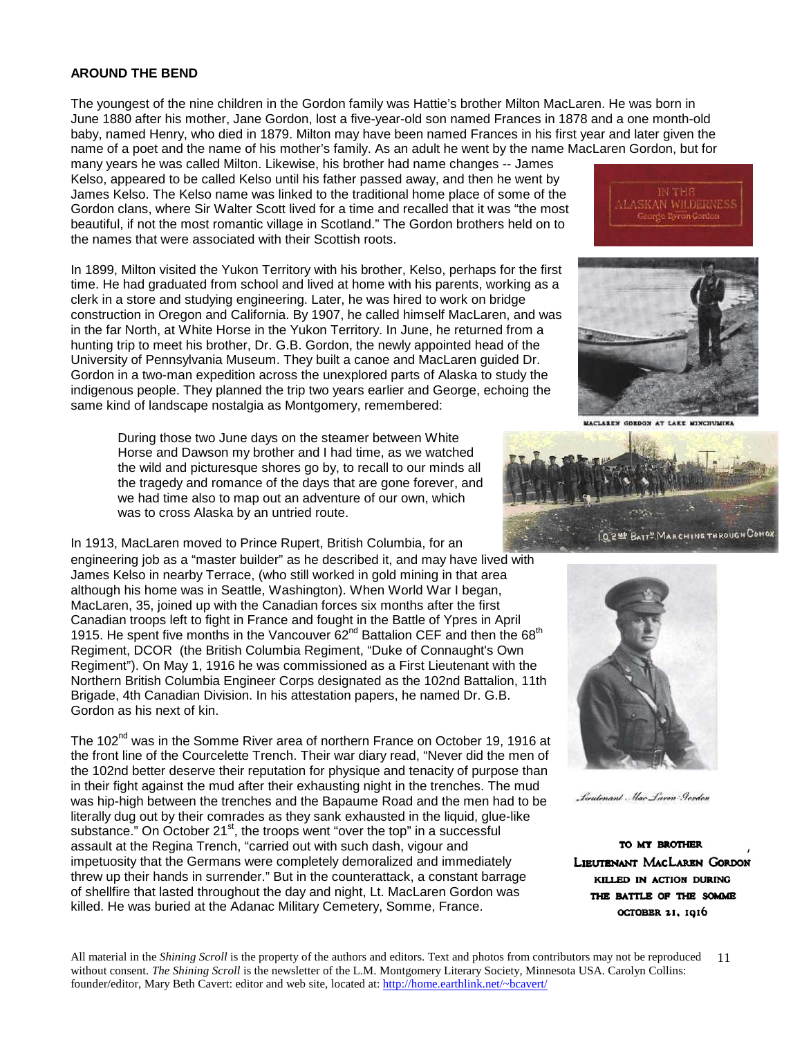**AROUND THE BEND**

The youngest of the nine children in the Gordon family was Hattie's brother Milton MacLaren. He was born in June 1880 after his mother, Jane Gordon, lost a five-year-old son named Frances in 1878 and a one month-old baby, named Henry, who died in 1879. Milton may have been named Frances in his first year and later given the name of a poet and the name of his mother's family. As an adult he went by the name MacLaren Gordon, but for many years he was called Milton. Likewise, his brother had name changes -- James Kelso, appeared to be called Kelso until his father passed away, and then he went by James Kelso. The Kelso name was linked to the traditional home place of some of the Gordon clans, where Sir Walter Scott lived for a time and recalled that it was "the most beautiful, if not the most romantic village in Scotland." The Gordon brothers held on to the names that were associated with their Scottish roots.

In 1899, Milton visited the Yukon Territory with his brother, Kelso, perhaps for the first time. He had graduated from school and lived at home with his parents, working as a clerk in a store and studying engineering. Later, he was hired to work on bridge construction in Oregon and California. By 1907, he called himself MacLaren, and was in the far North, at White Horse in the Yukon Territory. In June, he returned from a hunting trip to meet his brother, Dr. G.B. Gordon, the newly appointed head of the University of Pennsylvania Museum. They built a canoe and MacLaren guided Dr. Gordon in a two-man expedition across the unexplored parts of Alaska to study the indigenous people. They planned the trip two years earlier and George, echoing the same kind of landscape nostalgia as Montgomery, remembered:

> During those two June days on the steamer between White Horse and Dawson my brother and I had time, as we watched the wild and picturesque shores go by, to recall to our minds all the tragedy and romance of the days that are gone forever, and we had time also to map out an adventure of our own, which was to cross Alaska by an untried route.

In 1913, MacLaren moved to Prince Rupert, British Columbia, for an engineering job as a "master builder" as he described it, and may have lived with James Kelso in nearby Terrace, (who still worked in gold mining in that area although his home was in Seattle, Washington). When World War I began, MacLaren, 35, joined up with the Canadian forces six months after the first Canadian troops left to fight in France and fought in the Battle of Ypres in April 1915. He spent five months in the Vancouver 62nd Battalion CEF and then the 68th Regiment, DCOR (the British Columbia Regiment, "Duke of Connaught's Own Regiment"). On May 1, 1916 he was commissioned as a First Lieutenant with the Northern British Columbia Engineer Corps designated as the 102nd Battalion, 11th Brigade, 4th Canadian Division. In his attestation papers, he named Dr. G.B. Gordon as his next of kin.

The 102nd was in the Somme River area of northern France on October 19, 1916 at the front line of the Courcelette Trench. Their war diary read, "Never did the men of the 102nd better deserve their reputation for physique and tenacity of purpose than in their fight against the mud after their exhausting night in the trenches. The mud was hip-high between the trenches and the Bapaume Road and the men had to be literally dug out by their comrades as they sank exhausted in the liquid, glue-like substance." On October 21st, the troops went "over the top" in a successful assault at the Regina Trench, "carried out with such dash, vigour and impetuosity that the Germans were completely demoralized and immediately threw up their hands in surrender." But in the counterattack, a constant barrage of shellfire that lasted throughout the day and night, Lt. MacLaren Gordon was killed. He was buried at the Adanac Military Cemetery, Somme, France.

IN THE ALASKAN WILDERNESS
George Byron Gordon

MACLAREN GORDON AT LAKE MINCHUMINA

102ND BATT. MARCHING THROUGH COMOX

*Lieutenant MacLaren Gordon*

TO MY BROTHER
LIEUTENANT MACLAREN GORDON
KILLED IN ACTION DURING
THE BATTLE OF THE SOMME
OCTOBER 21, 1916

All material in the *Shining Scroll* is the property of the authors and editors. Text and photos from contributors may not be reproduced without consent. *The Shining Scroll* is the newsletter of the L.M. Montgomery Literary Society, Minnesota USA. Carolyn Collins: founder/editor, Mary Beth Cavert: editor and web site, located at: http://home.earthlink.net/~bcavert/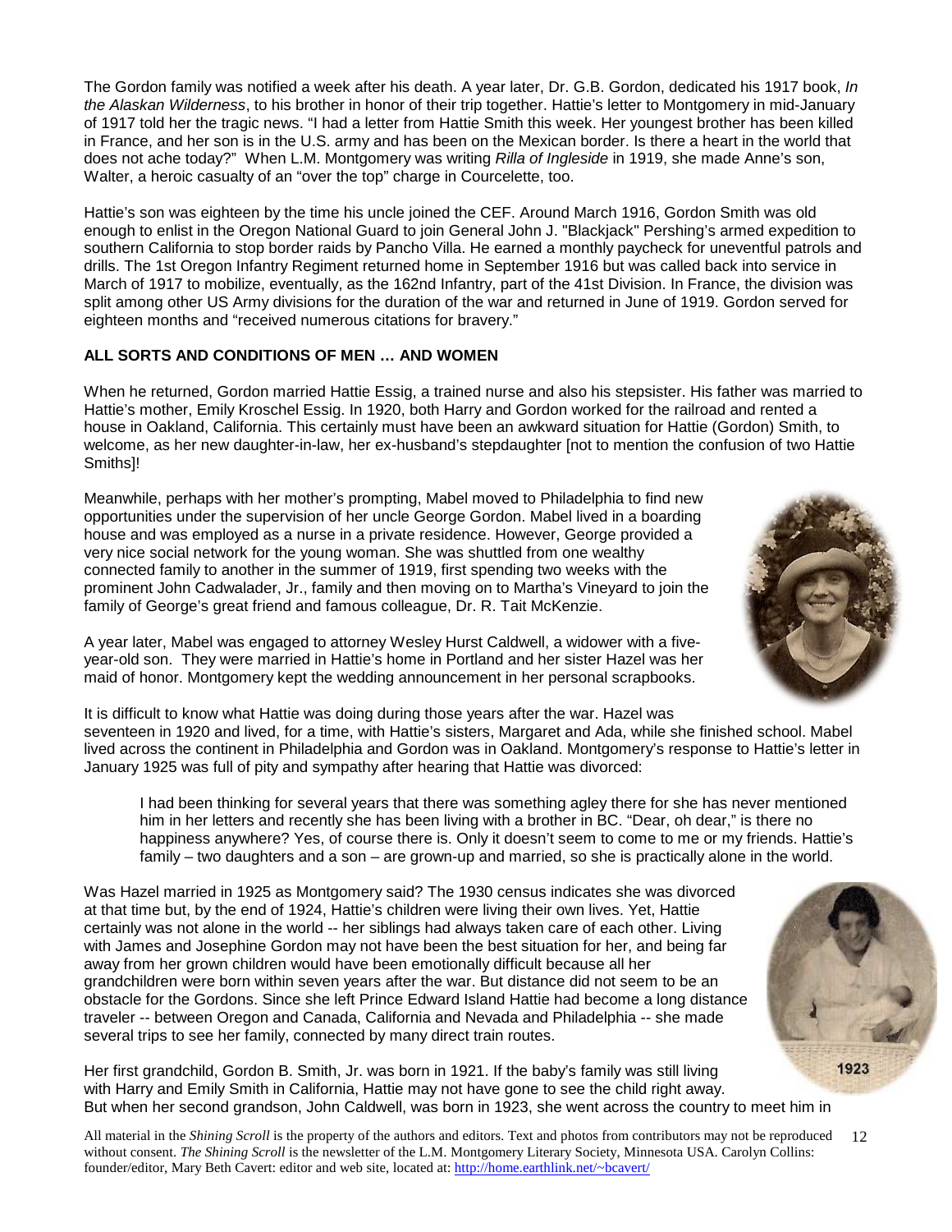The Gordon family was notified a week after his death. A year later, Dr. G.B. Gordon, dedicated his 1917 book, *In the Alaskan Wilderness*, to his brother in honor of their trip together. Hattie's letter to Montgomery in mid-January of 1917 told her the tragic news. "I had a letter from Hattie Smith this week. Her youngest brother has been killed in France, and her son is in the U.S. army and has been on the Mexican border. Is there a heart in the world that does not ache today?" When L.M. Montgomery was writing *Rilla of Ingleside* in 1919, she made Anne's son, Walter, a heroic casualty of an "over the top" charge in Courcelette, too.

Hattie's son was eighteen by the time his uncle joined the CEF. Around March 1916, Gordon Smith was old enough to enlist in the Oregon National Guard to join General John J. "Blackjack" Pershing's armed expedition to southern California to stop border raids by Pancho Villa. He earned a monthly paycheck for uneventful patrols and drills. The 1st Oregon Infantry Regiment returned home in September 1916 but was called back into service in March of 1917 to mobilize, eventually, as the 162nd Infantry, part of the 41st Division. In France, the division was split among other US Army divisions for the duration of the war and returned in June of 1919. Gordon served for eighteen months and "received numerous citations for bravery."

**ALL SORTS AND CONDITIONS OF MEN … AND WOMEN**

When he returned, Gordon married Hattie Essig, a trained nurse and also his stepsister. His father was married to Hattie's mother, Emily Kroschel Essig. In 1920, both Harry and Gordon worked for the railroad and rented a house in Oakland, California. This certainly must have been an awkward situation for Hattie (Gordon) Smith, to welcome, as her new daughter-in-law, her ex-husband's stepdaughter [not to mention the confusion of two Hattie Smiths]!

Meanwhile, perhaps with her mother's prompting, Mabel moved to Philadelphia to find new opportunities under the supervision of her uncle George Gordon. Mabel lived in a boarding house and was employed as a nurse in a private residence. However, George provided a very nice social network for the young woman. She was shuttled from one wealthy connected family to another in the summer of 1919, first spending two weeks with the prominent John Cadwalader, Jr., family and then moving on to Martha's Vineyard to join the family of George's great friend and famous colleague, Dr. R. Tait McKenzie.

A year later, Mabel was engaged to attorney Wesley Hurst Caldwell, a widower with a five-year-old son. They were married in Hattie's home in Portland and her sister Hazel was her maid of honor. Montgomery kept the wedding announcement in her personal scrapbooks.

It is difficult to know what Hattie was doing during those years after the war. Hazel was seventeen in 1920 and lived, for a time, with Hattie's sisters, Margaret and Ada, while she finished school. Mabel lived across the continent in Philadelphia and Gordon was in Oakland. Montgomery's response to Hattie's letter in January 1925 was full of pity and sympathy after hearing that Hattie was divorced:

> I had been thinking for several years that there was something agley there for she has never mentioned him in her letters and recently she has been living with a brother in BC. "Dear, oh dear," is there no happiness anywhere? Yes, of course there is. Only it doesn't seem to come to me or my friends. Hattie's family – two daughters and a son – are grown-up and married, so she is practically alone in the world.

Was Hazel married in 1925 as Montgomery said? The 1930 census indicates she was divorced at that time but, by the end of 1924, Hattie's children were living their own lives. Yet, Hattie certainly was not alone in the world -- her siblings had always taken care of each other. Living with James and Josephine Gordon may not have been the best situation for her, and being far away from her grown children would have been emotionally difficult because all her grandchildren were born within seven years after the war. But distance did not seem to be an obstacle for the Gordons. Since she left Prince Edward Island Hattie had become a long distance traveler -- between Oregon and Canada, California and Nevada and Philadelphia -- she made several trips to see her family, connected by many direct train routes.

1923

Her first grandchild, Gordon B. Smith, Jr. was born in 1921. If the baby's family was still living with Harry and Emily Smith in California, Hattie may not have gone to see the child right away. But when her second grandson, John Caldwell, was born in 1923, she went across the country to meet him in

All material in the *Shining Scroll* is the property of the authors and editors. Text and photos from contributors may not be reproduced without consent. *The Shining Scroll* is the newsletter of the L.M. Montgomery Literary Society, Minnesota USA. Carolyn Collins: founder/editor, Mary Beth Cavert: editor and web site, located at: http://home.earthlink.net/~bcavert/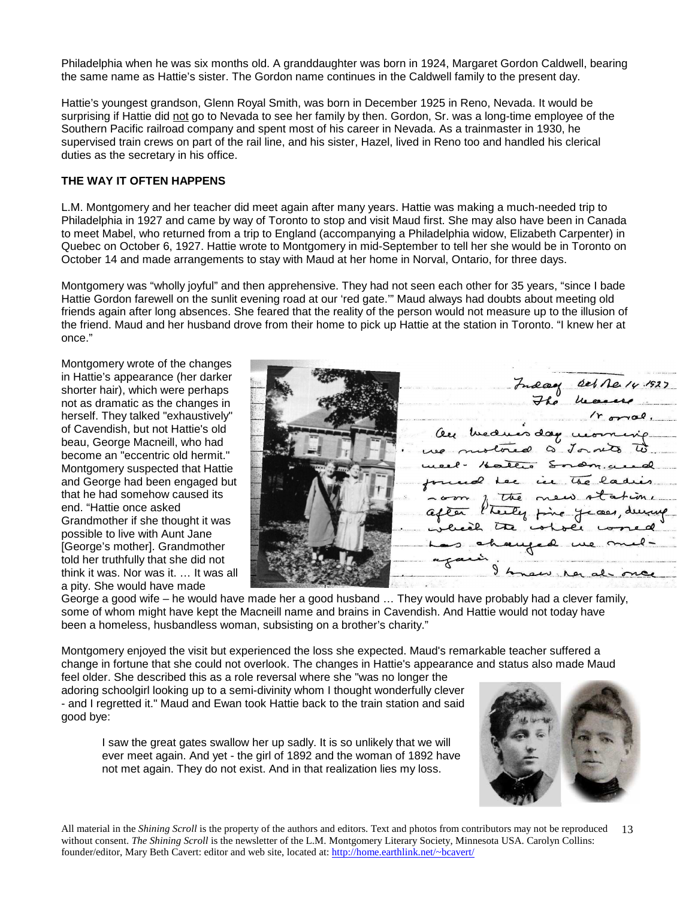Philadelphia when he was six months old. A granddaughter was born in 1924, Margaret Gordon Caldwell, bearing the same name as Hattie's sister. The Gordon name continues in the Caldwell family to the present day.

Hattie's youngest grandson, Glenn Royal Smith, was born in December 1925 in Reno, Nevada. It would be surprising if Hattie did not go to Nevada to see her family by then. Gordon, Sr. was a long-time employee of the Southern Pacific railroad company and spent most of his career in Nevada. As a trainmaster in 1930, he supervised train crews on part of the rail line, and his sister, Hazel, lived in Reno too and handled his clerical duties as the secretary in his office.

**THE WAY IT OFTEN HAPPENS**

L.M. Montgomery and her teacher did meet again after many years. Hattie was making a much-needed trip to Philadelphia in 1927 and came by way of Toronto to stop and visit Maud first. She may also have been in Canada to meet Mabel, who returned from a trip to England (accompanying a Philadelphia widow, Elizabeth Carpenter) in Quebec on October 6, 1927. Hattie wrote to Montgomery in mid-September to tell her she would be in Toronto on October 14 and made arrangements to stay with Maud at her home in Norval, Ontario, for three days.

Montgomery was "wholly joyful" and then apprehensive. They had not seen each other for 35 years, "since I bade Hattie Gordon farewell on the sunlit evening road at our 'red gate.'" Maud always had doubts about meeting old friends again after long absences. She feared that the reality of the person would not measure up to the illusion of the friend. Maud and her husband drove from their home to pick up Hattie at the station in Toronto. "I knew her at once."

Montgomery wrote of the changes in Hattie's appearance (her darker shorter hair), which were perhaps not as dramatic as the changes in herself. They talked "exhaustively" of Cavendish, but not Hattie's old beau, George Macneill, who had become an "eccentric old hermit." Montgomery suspected that Hattie and George had been engaged but that he had somehow caused its end. "Hattie once asked Grandmother if she thought it was possible to live with Aunt Jane [George's mother]. Grandmother told her truthfully that she did not think it was. Nor was it. … It was all a pity. She would have made George a good wife – he would have made her a good husband … They would have probably had a clever family, some of whom might have kept the Macneill name and brains in Cavendish. And Hattie would not today have been a homeless, husbandless woman, subsisting on a brother's charity."

Friday Oct. 14, 1927
The Manse
Norval.
On Wednesday morning we motored to Toronto to meet Hattie Gordon and found her in the ladies room of the new station. After thirty five years, during which the whole world has changed we met again.
I knew her at once

Montgomery enjoyed the visit but experienced the loss she expected. Maud's remarkable teacher suffered a change in fortune that she could not overlook. The changes in Hattie's appearance and status also made Maud feel older. She described this as a role reversal where she "was no longer the adoring schoolgirl looking up to a semi-divinity whom I thought wonderfully clever - and I regretted it." Maud and Ewan took Hattie back to the train station and said good bye:

> I saw the great gates swallow her up sadly. It is so unlikely that we will ever meet again. And yet - the girl of 1892 and the woman of 1892 have not met again. They do not exist. And in that realization lies my loss.

All material in the *Shining Scroll* is the property of the authors and editors. Text and photos from contributors may not be reproduced without consent. *The Shining Scroll* is the newsletter of the L.M. Montgomery Literary Society, Minnesota USA. Carolyn Collins: founder/editor, Mary Beth Cavert: editor and web site, located at: http://home.earthlink.net/~bcavert/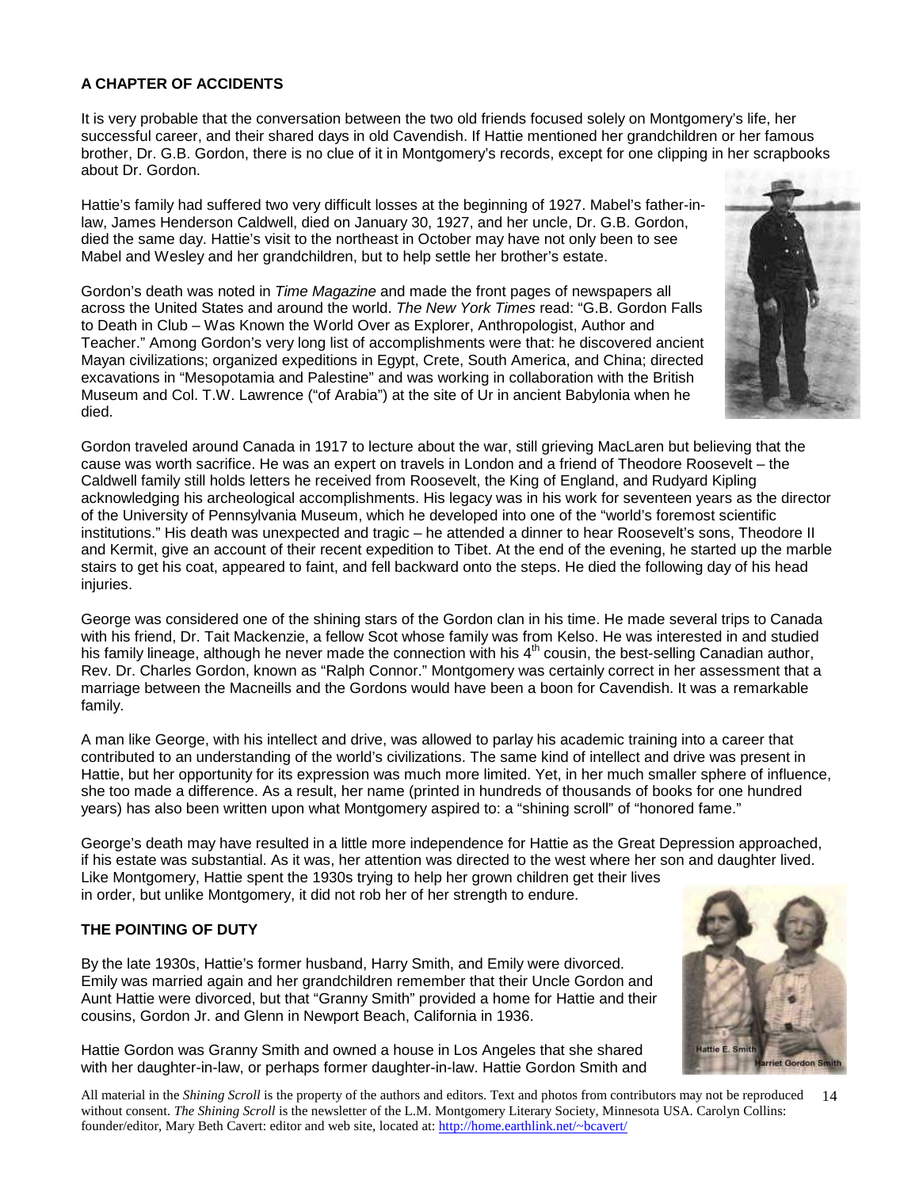**A CHAPTER OF ACCIDENTS**

It is very probable that the conversation between the two old friends focused solely on Montgomery's life, her successful career, and their shared days in old Cavendish. If Hattie mentioned her grandchildren or her famous brother, Dr. G.B. Gordon, there is no clue of it in Montgomery's records, except for one clipping in her scrapbooks about Dr. Gordon.

Hattie's family had suffered two very difficult losses at the beginning of 1927. Mabel's father-in-law, James Henderson Caldwell, died on January 30, 1927, and her uncle, Dr. G.B. Gordon, died the same day. Hattie's visit to the northeast in October may have not only been to see Mabel and Wesley and her grandchildren, but to help settle her brother's estate.

Gordon's death was noted in *Time Magazine* and made the front pages of newspapers all across the United States and around the world. *The New York Times* read: "G.B. Gordon Falls to Death in Club – Was Known the World Over as Explorer, Anthropologist, Author and Teacher." Among Gordon's very long list of accomplishments were that: he discovered ancient Mayan civilizations; organized expeditions in Egypt, Crete, South America, and China; directed excavations in "Mesopotamia and Palestine" and was working in collaboration with the British Museum and Col. T.W. Lawrence ("of Arabia") at the site of Ur in ancient Babylonia when he died.

Gordon traveled around Canada in 1917 to lecture about the war, still grieving MacLaren but believing that the cause was worth sacrifice. He was an expert on travels in London and a friend of Theodore Roosevelt – the Caldwell family still holds letters he received from Roosevelt, the King of England, and Rudyard Kipling acknowledging his archeological accomplishments. His legacy was in his work for seventeen years as the director of the University of Pennsylvania Museum, which he developed into one of the "world's foremost scientific institutions." His death was unexpected and tragic – he attended a dinner to hear Roosevelt's sons, Theodore II and Kermit, give an account of their recent expedition to Tibet. At the end of the evening, he started up the marble stairs to get his coat, appeared to faint, and fell backward onto the steps. He died the following day of his head injuries.

George was considered one of the shining stars of the Gordon clan in his time. He made several trips to Canada with his friend, Dr. Tait Mackenzie, a fellow Scot whose family was from Kelso. He was interested in and studied his family lineage, although he never made the connection with his 4th cousin, the best-selling Canadian author, Rev. Dr. Charles Gordon, known as "Ralph Connor." Montgomery was certainly correct in her assessment that a marriage between the Macneills and the Gordons would have been a boon for Cavendish. It was a remarkable family.

A man like George, with his intellect and drive, was allowed to parlay his academic training into a career that contributed to an understanding of the world's civilizations. The same kind of intellect and drive was present in Hattie, but her opportunity for its expression was much more limited. Yet, in her much smaller sphere of influence, she too made a difference. As a result, her name (printed in hundreds of thousands of books for one hundred years) has also been written upon what Montgomery aspired to: a "shining scroll" of "honored fame."

George's death may have resulted in a little more independence for Hattie as the Great Depression approached, if his estate was substantial. As it was, her attention was directed to the west where her son and daughter lived. Like Montgomery, Hattie spent the 1930s trying to help her grown children get their lives in order, but unlike Montgomery, it did not rob her of her strength to endure.

**THE POINTING OF DUTY**

By the late 1930s, Hattie's former husband, Harry Smith, and Emily were divorced. Emily was married again and her grandchildren remember that their Uncle Gordon and Aunt Hattie were divorced, but that "Granny Smith" provided a home for Hattie and their cousins, Gordon Jr. and Glenn in Newport Beach, California in 1936.

Hattie E. Smith   Harriet Gordon Smith

Hattie Gordon was Granny Smith and owned a house in Los Angeles that she shared with her daughter-in-law, or perhaps former daughter-in-law. Hattie Gordon Smith and

All material in the *Shining Scroll* is the property of the authors and editors. Text and photos from contributors may not be reproduced without consent. *The Shining Scroll* is the newsletter of the L.M. Montgomery Literary Society, Minnesota USA. Carolyn Collins: founder/editor, Mary Beth Cavert: editor and web site, located at: http://home.earthlink.net/~bcavert/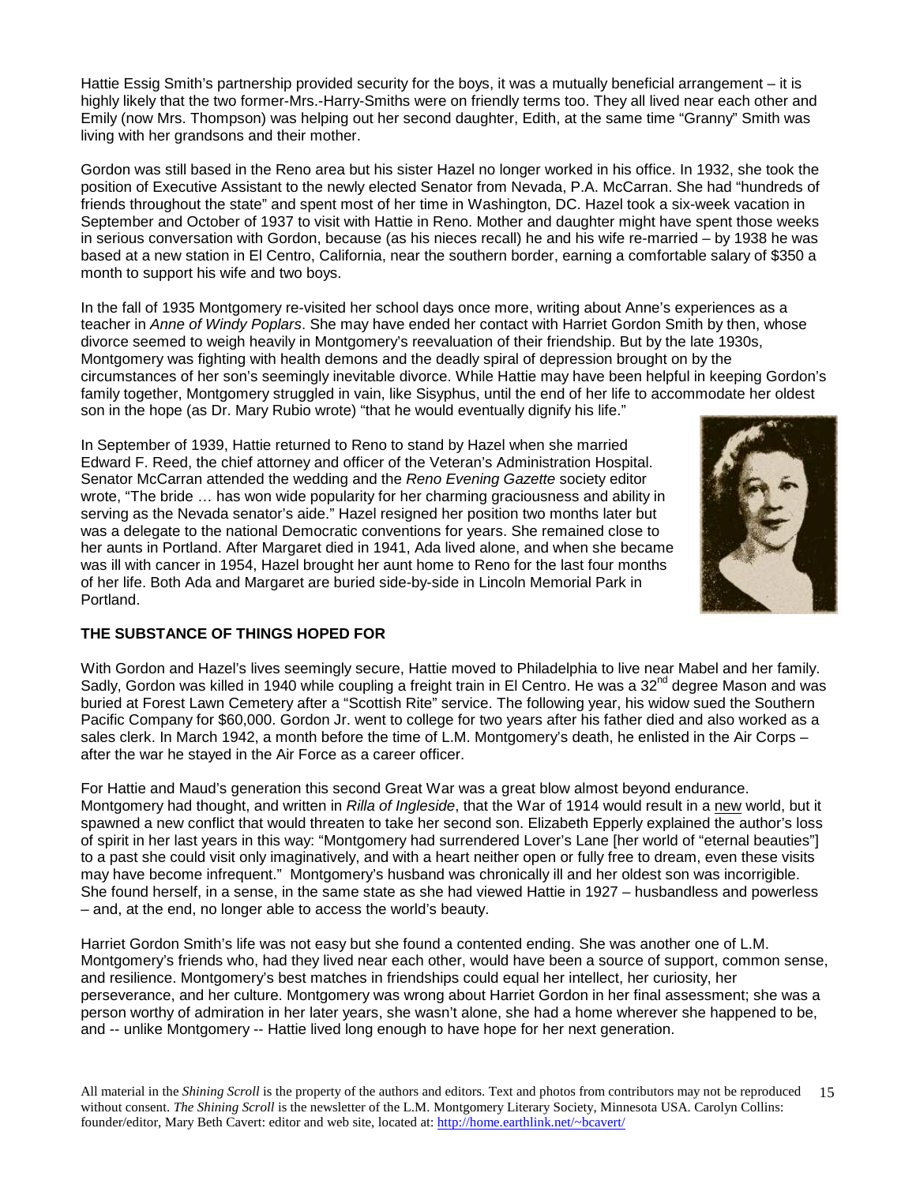Hattie Essig Smith's partnership provided security for the boys, it was a mutually beneficial arrangement – it is highly likely that the two former-Mrs.-Harry-Smiths were on friendly terms too. They all lived near each other and Emily (now Mrs. Thompson) was helping out her second daughter, Edith, at the same time "Granny" Smith was living with her grandsons and their mother.

Gordon was still based in the Reno area but his sister Hazel no longer worked in his office. In 1932, she took the position of Executive Assistant to the newly elected Senator from Nevada, P.A. McCarran. She had "hundreds of friends throughout the state" and spent most of her time in Washington, DC. Hazel took a six-week vacation in September and October of 1937 to visit with Hattie in Reno. Mother and daughter might have spent those weeks in serious conversation with Gordon, because (as his nieces recall) he and his wife re-married – by 1938 he was based at a new station in El Centro, California, near the southern border, earning a comfortable salary of $350 a month to support his wife and two boys.

In the fall of 1935 Montgomery re-visited her school days once more, writing about Anne's experiences as a teacher in *Anne of Windy Poplars*. She may have ended her contact with Harriet Gordon Smith by then, whose divorce seemed to weigh heavily in Montgomery's reevaluation of their friendship. But by the late 1930s, Montgomery was fighting with health demons and the deadly spiral of depression brought on by the circumstances of her son's seemingly inevitable divorce. While Hattie may have been helpful in keeping Gordon's family together, Montgomery struggled in vain, like Sisyphus, until the end of her life to accommodate her oldest son in the hope (as Dr. Mary Rubio wrote) "that he would eventually dignify his life."

In September of 1939, Hattie returned to Reno to stand by Hazel when she married Edward F. Reed, the chief attorney and officer of the Veteran's Administration Hospital. Senator McCarran attended the wedding and the *Reno Evening Gazette* society editor wrote, "The bride … has won wide popularity for her charming graciousness and ability in serving as the Nevada senator's aide." Hazel resigned her position two months later but was a delegate to the national Democratic conventions for years. She remained close to her aunts in Portland. After Margaret died in 1941, Ada lived alone, and when she became was ill with cancer in 1954, Hazel brought her aunt home to Reno for the last four months of her life. Both Ada and Margaret are buried side-by-side in Lincoln Memorial Park in Portland.

**THE SUBSTANCE OF THINGS HOPED FOR**

With Gordon and Hazel's lives seemingly secure, Hattie moved to Philadelphia to live near Mabel and her family. Sadly, Gordon was killed in 1940 while coupling a freight train in El Centro. He was a 32nd degree Mason and was buried at Forest Lawn Cemetery after a "Scottish Rite" service. The following year, his widow sued the Southern Pacific Company for $60,000. Gordon Jr. went to college for two years after his father died and also worked as a sales clerk. In March 1942, a month before the time of L.M. Montgomery's death, he enlisted in the Air Corps – after the war he stayed in the Air Force as a career officer.

For Hattie and Maud's generation this second Great War was a great blow almost beyond endurance. Montgomery had thought, and written in *Rilla of Ingleside*, that the War of 1914 would result in a new world, but it spawned a new conflict that would threaten to take her second son. Elizabeth Epperly explained the author's loss of spirit in her last years in this way: "Montgomery had surrendered Lover's Lane [her world of "eternal beauties"] to a past she could visit only imaginatively, and with a heart neither open or fully free to dream, even these visits may have become infrequent." Montgomery's husband was chronically ill and her oldest son was incorrigible. She found herself, in a sense, in the same state as she had viewed Hattie in 1927 – husbandless and powerless – and, at the end, no longer able to access the world's beauty.

Harriet Gordon Smith's life was not easy but she found a contented ending. She was another one of L.M. Montgomery's friends who, had they lived near each other, would have been a source of support, common sense, and resilience. Montgomery's best matches in friendships could equal her intellect, her curiosity, her perseverance, and her culture. Montgomery was wrong about Harriet Gordon in her final assessment; she was a person worthy of admiration in her later years, she wasn't alone, she had a home wherever she happened to be, and -- unlike Montgomery -- Hattie lived long enough to have hope for her next generation.

All material in the *Shining Scroll* is the property of the authors and editors. Text and photos from contributors may not be reproduced without consent. *The Shining Scroll* is the newsletter of the L.M. Montgomery Literary Society, Minnesota USA. Carolyn Collins: founder/editor, Mary Beth Cavert: editor and web site, located at: http://home.earthlink.net/~bcavert/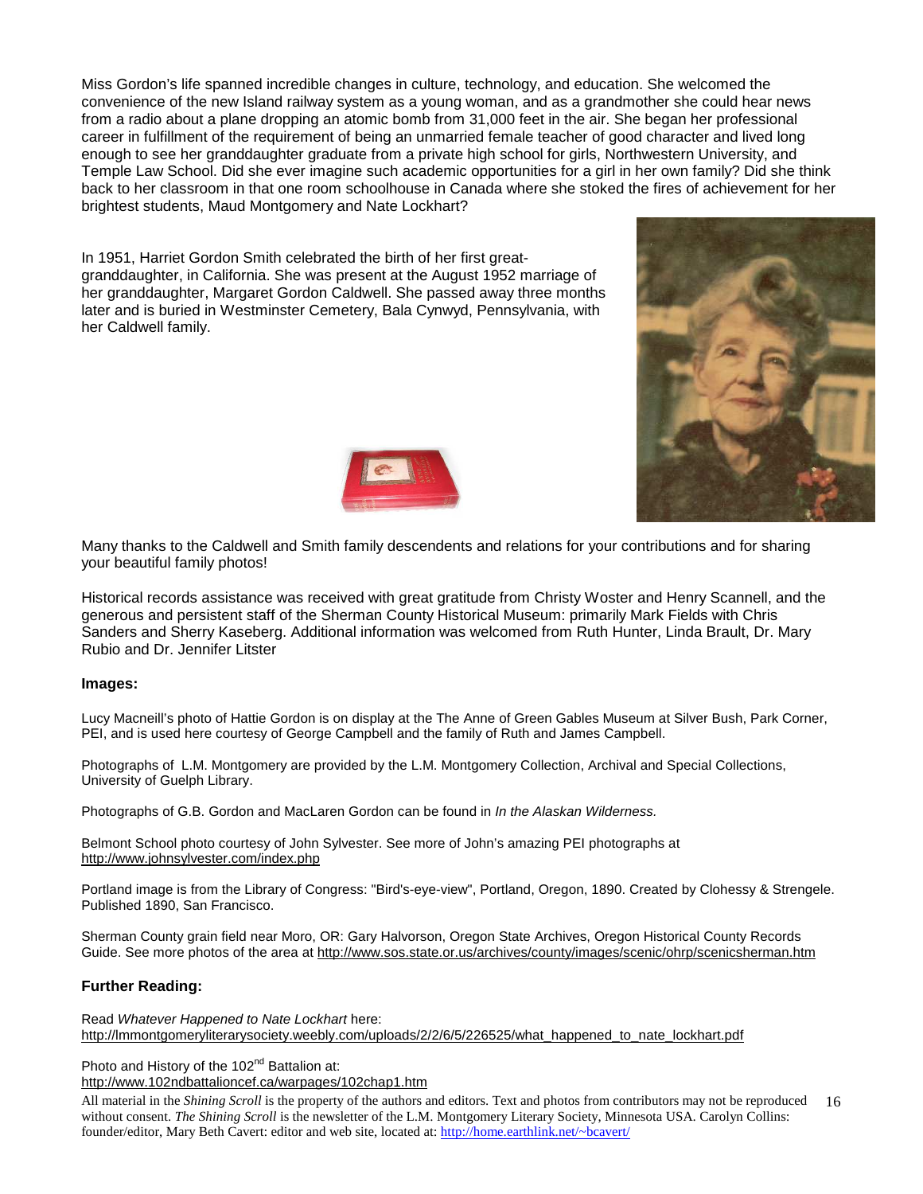Miss Gordon's life spanned incredible changes in culture, technology, and education. She welcomed the convenience of the new Island railway system as a young woman, and as a grandmother she could hear news from a radio about a plane dropping an atomic bomb from 31,000 feet in the air. She began her professional career in fulfillment of the requirement of being an unmarried female teacher of good character and lived long enough to see her granddaughter graduate from a private high school for girls, Northwestern University, and Temple Law School. Did she ever imagine such academic opportunities for a girl in her own family? Did she think back to her classroom in that one room schoolhouse in Canada where she stoked the fires of achievement for her brightest students, Maud Montgomery and Nate Lockhart?

In 1951, Harriet Gordon Smith celebrated the birth of her first great-granddaughter, in California. She was present at the August 1952 marriage of her granddaughter, Margaret Gordon Caldwell. She passed away three months later and is buried in Westminster Cemetery, Bala Cynwyd, Pennsylvania, with her Caldwell family.

Many thanks to the Caldwell and Smith family descendents and relations for your contributions and for sharing your beautiful family photos!

Historical records assistance was received with great gratitude from Christy Woster and Henry Scannell, and the generous and persistent staff of the Sherman County Historical Museum: primarily Mark Fields with Chris Sanders and Sherry Kaseberg. Additional information was welcomed from Ruth Hunter, Linda Brault, Dr. Mary Rubio and Dr. Jennifer Litster

**Images:**

Lucy Macneill's photo of Hattie Gordon is on display at the The Anne of Green Gables Museum at Silver Bush, Park Corner, PEI, and is used here courtesy of George Campbell and the family of Ruth and James Campbell.

Photographs of L.M. Montgomery are provided by the L.M. Montgomery Collection, Archival and Special Collections, University of Guelph Library.

Photographs of G.B. Gordon and MacLaren Gordon can be found in *In the Alaskan Wilderness.*

Belmont School photo courtesy of John Sylvester. See more of John's amazing PEI photographs at http://www.johnsylvester.com/index.php

Portland image is from the Library of Congress: "Bird's-eye-view", Portland, Oregon, 1890. Created by Clohessy & Strengele. Published 1890, San Francisco.

Sherman County grain field near Moro, OR: Gary Halvorson, Oregon State Archives, Oregon Historical County Records Guide. See more photos of the area at http://www.sos.state.or.us/archives/county/images/scenic/ohrp/scenicsherman.htm

**Further Reading:**

Read *Whatever Happened to Nate Lockhart* here:
http://lmmontgomeryliterarysociety.weebly.com/uploads/2/2/6/5/226525/what_happened_to_nate_lockhart.pdf

Photo and History of the 102nd Battalion at:
http://www.102ndbattalioncef.ca/warpages/102chap1.htm

All material in the *Shining Scroll* is the property of the authors and editors. Text and photos from contributors may not be reproduced without consent. *The Shining Scroll* is the newsletter of the L.M. Montgomery Literary Society, Minnesota USA. Carolyn Collins: founder/editor, Mary Beth Cavert: editor and web site, located at: http://home.earthlink.net/~bcavert/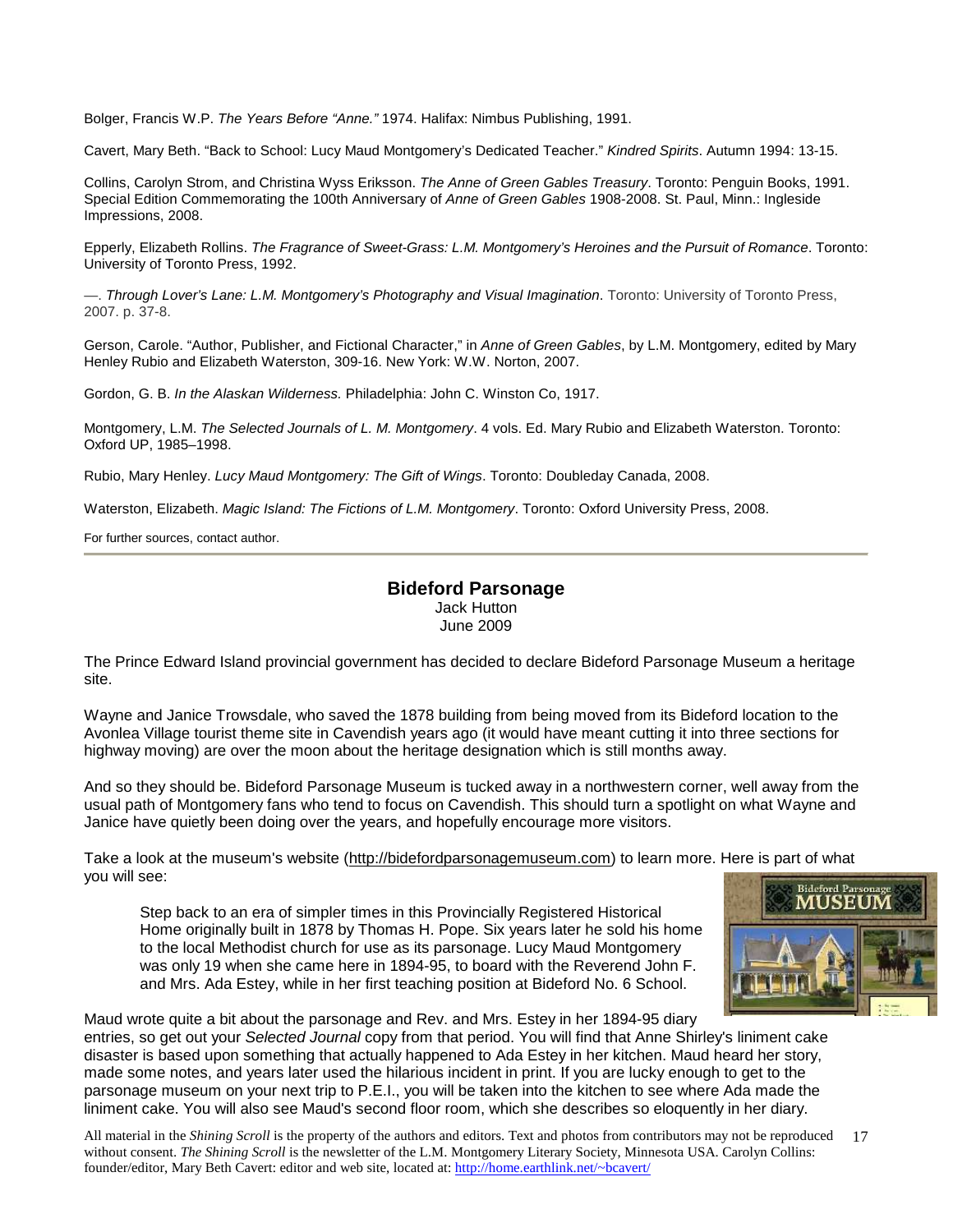Bolger, Francis W.P. *The Years Before "Anne."* 1974. Halifax: Nimbus Publishing, 1991.

Cavert, Mary Beth. "Back to School: Lucy Maud Montgomery's Dedicated Teacher." *Kindred Spirits*. Autumn 1994: 13-15.

Collins, Carolyn Strom, and Christina Wyss Eriksson. *The Anne of Green Gables Treasury*. Toronto: Penguin Books, 1991. Special Edition Commemorating the 100th Anniversary of *Anne of Green Gables* 1908-2008. St. Paul, Minn.: Ingleside Impressions, 2008.

Epperly, Elizabeth Rollins. *The Fragrance of Sweet-Grass: L.M. Montgomery's Heroines and the Pursuit of Romance*. Toronto: University of Toronto Press, 1992.

—. *Through Lover's Lane: L.M. Montgomery's Photography and Visual Imagination*. Toronto: University of Toronto Press, 2007. p. 37-8.

Gerson, Carole. "Author, Publisher, and Fictional Character," in *Anne of Green Gables*, by L.M. Montgomery, edited by Mary Henley Rubio and Elizabeth Waterston, 309-16. New York: W.W. Norton, 2007.

Gordon, G. B. *In the Alaskan Wilderness.* Philadelphia: John C. Winston Co, 1917.

Montgomery, L.M. *The Selected Journals of L. M. Montgomery*. 4 vols. Ed. Mary Rubio and Elizabeth Waterston. Toronto: Oxford UP, 1985–1998.

Rubio, Mary Henley. *Lucy Maud Montgomery: The Gift of Wings*. Toronto: Doubleday Canada, 2008.

Waterston, Elizabeth. *Magic Island: The Fictions of L.M. Montgomery*. Toronto: Oxford University Press, 2008.

For further sources, contact author.

---

## Bideford Parsonage

Jack Hutton
June 2009

The Prince Edward Island provincial government has decided to declare Bideford Parsonage Museum a heritage site.

Wayne and Janice Trowsdale, who saved the 1878 building from being moved from its Bideford location to the Avonlea Village tourist theme site in Cavendish years ago (it would have meant cutting it into three sections for highway moving) are over the moon about the heritage designation which is still months away.

And so they should be. Bideford Parsonage Museum is tucked away in a northwestern corner, well away from the usual path of Montgomery fans who tend to focus on Cavendish. This should turn a spotlight on what Wayne and Janice have quietly been doing over the years, and hopefully encourage more visitors.

Take a look at the museum's website (http://bidefordparsonagemuseum.com) to learn more. Here is part of what you will see:

> Step back to an era of simpler times in this Provincially Registered Historical Home originally built in 1878 by Thomas H. Pope. Six years later he sold his home to the local Methodist church for use as its parsonage. Lucy Maud Montgomery was only 19 when she came here in 1894-95, to board with the Reverend John F. and Mrs. Ada Estey, while in her first teaching position at Bideford No. 6 School.

Maud wrote quite a bit about the parsonage and Rev. and Mrs. Estey in her 1894-95 diary entries, so get out your *Selected Journal* copy from that period. You will find that Anne Shirley's liniment cake disaster is based upon something that actually happened to Ada Estey in her kitchen. Maud heard her story, made some notes, and years later used the hilarious incident in print. If you are lucky enough to get to the parsonage museum on your next trip to P.E.I., you will be taken into the kitchen to see where Ada made the liniment cake. You will also see Maud's second floor room, which she describes so eloquently in her diary.

All material in the *Shining Scroll* is the property of the authors and editors. Text and photos from contributors may not be reproduced without consent. *The Shining Scroll* is the newsletter of the L.M. Montgomery Literary Society, Minnesota USA. Carolyn Collins: founder/editor, Mary Beth Cavert: editor and web site, located at: http://home.earthlink.net/~bcavert/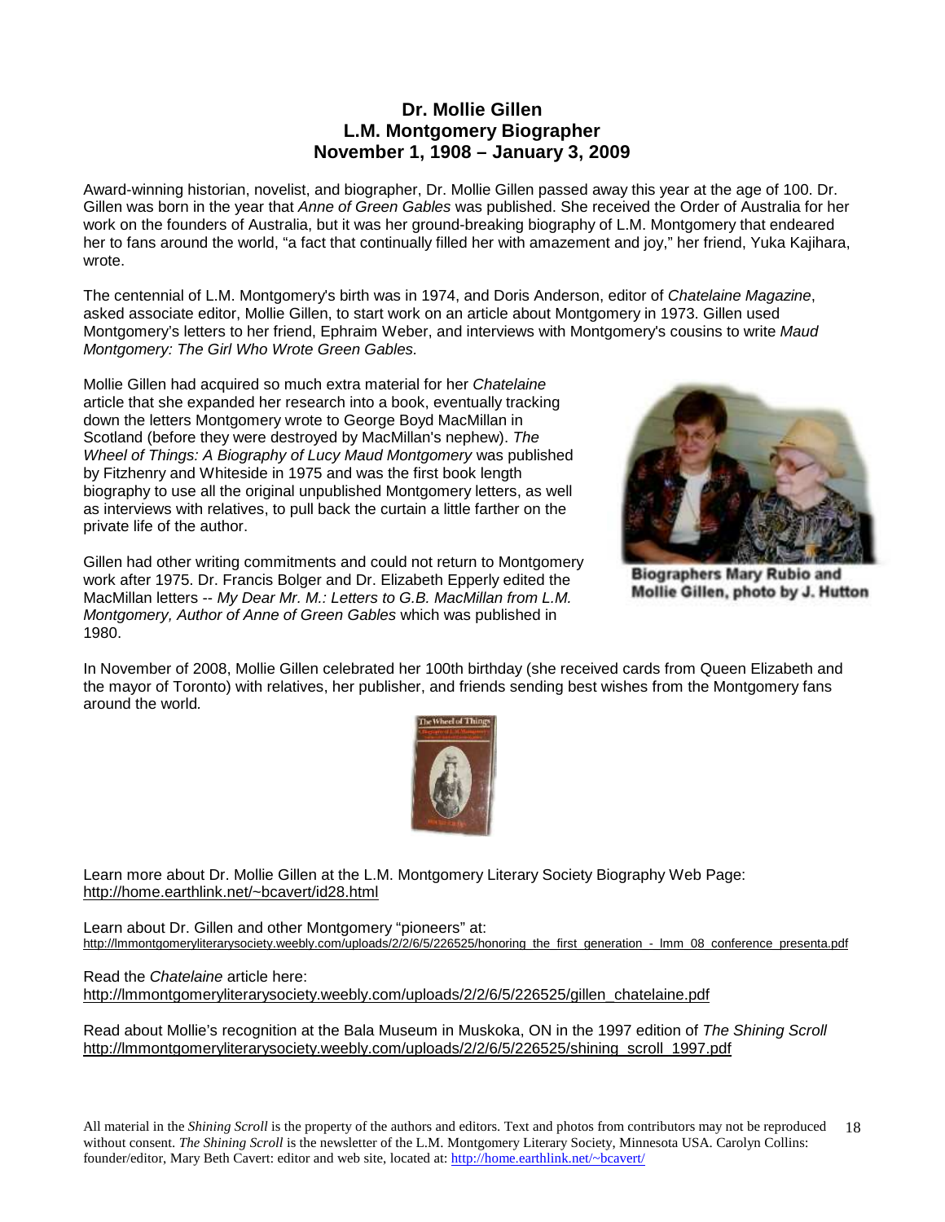## Dr. Mollie Gillen
## L.M. Montgomery Biographer
## November 1, 1908 – January 3, 2009

Award-winning historian, novelist, and biographer, Dr. Mollie Gillen passed away this year at the age of 100. Dr. Gillen was born in the year that *Anne of Green Gables* was published. She received the Order of Australia for her work on the founders of Australia, but it was her ground-breaking biography of L.M. Montgomery that endeared her to fans around the world, "a fact that continually filled her with amazement and joy," her friend, Yuka Kajihara, wrote.

The centennial of L.M. Montgomery's birth was in 1974, and Doris Anderson, editor of *Chatelaine Magazine*, asked associate editor, Mollie Gillen, to start work on an article about Montgomery in 1973. Gillen used Montgomery's letters to her friend, Ephraim Weber, and interviews with Montgomery's cousins to write *Maud Montgomery: The Girl Who Wrote Green Gables.*

Mollie Gillen had acquired so much extra material for her *Chatelaine* article that she expanded her research into a book, eventually tracking down the letters Montgomery wrote to George Boyd MacMillan in Scotland (before they were destroyed by MacMillan's nephew). *The Wheel of Things: A Biography of Lucy Maud Montgomery* was published by Fitzhenry and Whiteside in 1975 and was the first book length biography to use all the original unpublished Montgomery letters, as well as interviews with relatives, to pull back the curtain a little farther on the private life of the author.

Biographers Mary Rubio and Mollie Gillen, photo by J. Hutton

Gillen had other writing commitments and could not return to Montgomery work after 1975. Dr. Francis Bolger and Dr. Elizabeth Epperly edited the MacMillan letters -- *My Dear Mr. M.: Letters to G.B. MacMillan from L.M. Montgomery, Author of Anne of Green Gables* which was published in 1980.

In November of 2008, Mollie Gillen celebrated her 100th birthday (she received cards from Queen Elizabeth and the mayor of Toronto) with relatives, her publisher, and friends sending best wishes from the Montgomery fans around the world.

Learn more about Dr. Mollie Gillen at the L.M. Montgomery Literary Society Biography Web Page:
http://home.earthlink.net/~bcavert/id28.html

Learn about Dr. Gillen and other Montgomery "pioneers" at:
http://lmmontgomeryliterarysociety.weebly.com/uploads/2/2/6/5/226525/honoring_the_first_generation_-_lmm_08_conference_presenta.pdf

Read the *Chatelaine* article here:
http://lmmontgomeryliterarysociety.weebly.com/uploads/2/2/6/5/226525/gillen_chatelaine.pdf

Read about Mollie's recognition at the Bala Museum in Muskoka, ON in the 1997 edition of *The Shining Scroll*
http://lmmontgomeryliterarysociety.weebly.com/uploads/2/2/6/5/226525/shining_scroll_1997.pdf

All material in the *Shining Scroll* is the property of the authors and editors. Text and photos from contributors may not be reproduced without consent. *The Shining Scroll* is the newsletter of the L.M. Montgomery Literary Society, Minnesota USA. Carolyn Collins: founder/editor, Mary Beth Cavert: editor and web site, located at: http://home.earthlink.net/~bcavert/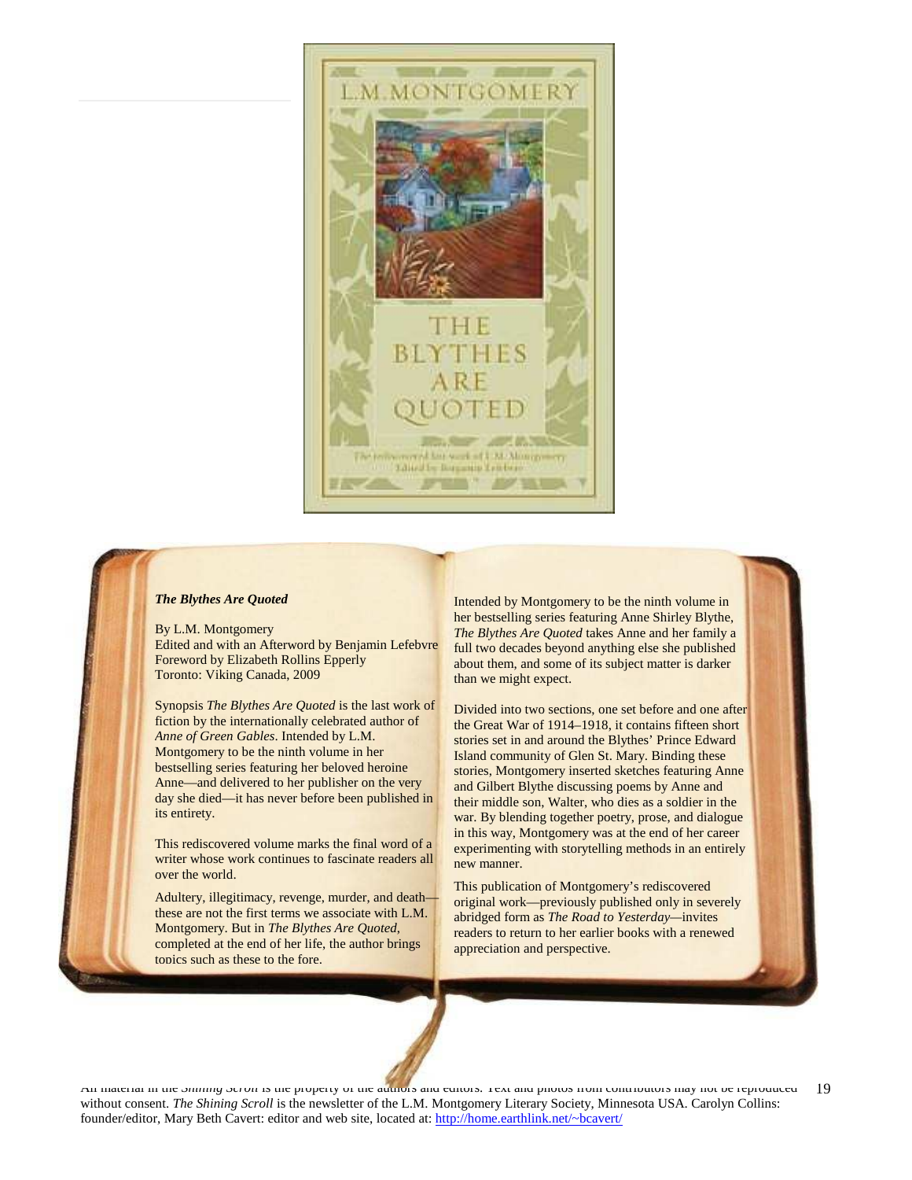***The Blythes Are Quoted***

By L.M. Montgomery
Edited and with an Afterword by Benjamin Lefebvre
Foreword by Elizabeth Rollins Epperly
Toronto: Viking Canada, 2009

Synopsis *The Blythes Are Quoted* is the last work of fiction by the internationally celebrated author of *Anne of Green Gables*. Intended by L.M. Montgomery to be the ninth volume in her bestselling series featuring her beloved heroine Anne—and delivered to her publisher on the very day she died—it has never before been published in its entirety.

This rediscovered volume marks the final word of a writer whose work continues to fascinate readers all over the world.

Adultery, illegitimacy, revenge, murder, and death—these are not the first terms we associate with L.M. Montgomery. But in *The Blythes Are Quoted*, completed at the end of her life, the author brings topics such as these to the fore.

Intended by Montgomery to be the ninth volume in her bestselling series featuring Anne Shirley Blythe, *The Blythes Are Quoted* takes Anne and her family a full two decades beyond anything else she published about them, and some of its subject matter is darker than we might expect.

Divided into two sections, one set before and one after the Great War of 1914–1918, it contains fifteen short stories set in and around the Blythes' Prince Edward Island community of Glen St. Mary. Binding these stories, Montgomery inserted sketches featuring Anne and Gilbert Blythe discussing poems by Anne and their middle son, Walter, who dies as a soldier in the war. By blending together poetry, prose, and dialogue in this way, Montgomery was at the end of her career experimenting with storytelling methods in an entirely new manner.

This publication of Montgomery's rediscovered original work—previously published only in severely abridged form as *The Road to Yesterday*—invites readers to return to her earlier books with a renewed appreciation and perspective.

All material in the *Shining Scroll* is the property of the authors and editors. Text and photos from contributors may not be reproduced without consent. *The Shining Scroll* is the newsletter of the L.M. Montgomery Literary Society, Minnesota USA. Carolyn Collins: founder/editor, Mary Beth Cavert: editor and web site, located at: http://home.earthlink.net/~bcavert/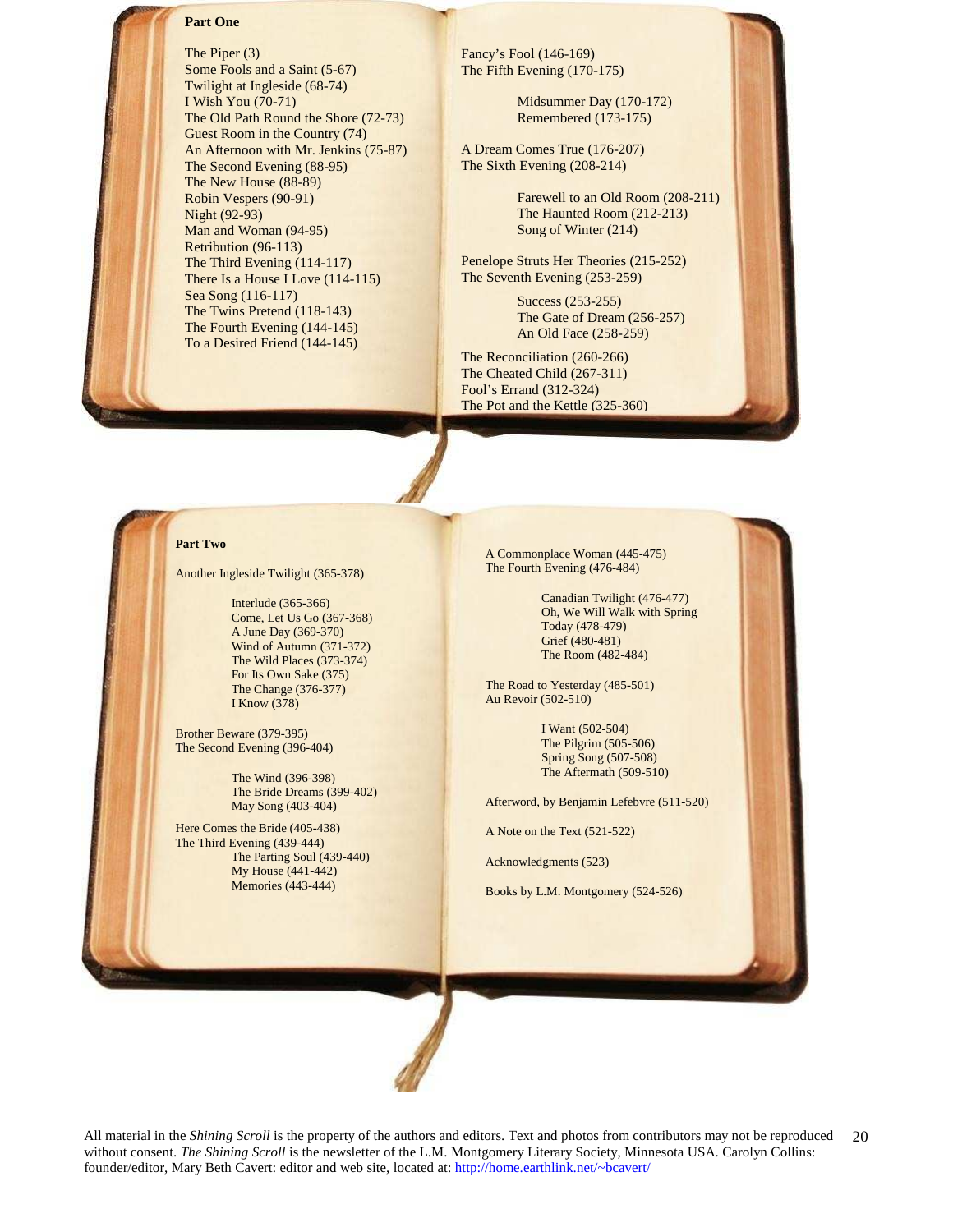**Part One**

The Piper (3)
Some Fools and a Saint (5-67)
Twilight at Ingleside (68-74)
I Wish You (70-71)
The Old Path Round the Shore (72-73)
Guest Room in the Country (74)
An Afternoon with Mr. Jenkins (75-87)
The Second Evening (88-95)
The New House (88-89)
Robin Vespers (90-91)
Night (92-93)
Man and Woman (94-95)
Retribution (96-113)
The Third Evening (114-117)
There Is a House I Love (114-115)
Sea Song (116-117)
The Twins Pretend (118-143)
The Fourth Evening (144-145)
To a Desired Friend (144-145)

Fancy's Fool (146-169)
The Fifth Evening (170-175)

- Midsummer Day (170-172)
- Remembered (173-175)

A Dream Comes True (176-207)
The Sixth Evening (208-214)

- Farewell to an Old Room (208-211)
- The Haunted Room (212-213)
- Song of Winter (214)

Penelope Struts Her Theories (215-252)
The Seventh Evening (253-259)

- Success (253-255)
- The Gate of Dream (256-257)
- An Old Face (258-259)

The Reconciliation (260-266)
The Cheated Child (267-311)
Fool's Errand (312-324)
The Pot and the Kettle (325-360)

**Part Two**

Another Ingleside Twilight (365-378)

- Interlude (365-366)
- Come, Let Us Go (367-368)
- A June Day (369-370)
- Wind of Autumn (371-372)
- The Wild Places (373-374)
- For Its Own Sake (375)
- The Change (376-377)
- I Know (378)

Brother Beware (379-395)
The Second Evening (396-404)

- The Wind (396-398)
- The Bride Dreams (399-402)
- May Song (403-404)

Here Comes the Bride (405-438)
The Third Evening (439-444)

- The Parting Soul (439-440)
- My House (441-442)
- Memories (443-444)

A Commonplace Woman (445-475)
The Fourth Evening (476-484)

- Canadian Twilight (476-477)
- Oh, We Will Walk with Spring Today (478-479)
- Grief (480-481)
- The Room (482-484)

The Road to Yesterday (485-501)
Au Revoir (502-510)

- I Want (502-504)
- The Pilgrim (505-506)
- Spring Song (507-508)
- The Aftermath (509-510)

Afterword, by Benjamin Lefebvre (511-520)

A Note on the Text (521-522)

Acknowledgments (523)

Books by L.M. Montgomery (524-526)

All material in the *Shining Scroll* is the property of the authors and editors. Text and photos from contributors may not be reproduced without consent. *The Shining Scroll* is the newsletter of the L.M. Montgomery Literary Society, Minnesota USA. Carolyn Collins: founder/editor, Mary Beth Cavert: editor and web site, located at: http://home.earthlink.net/~bcavert/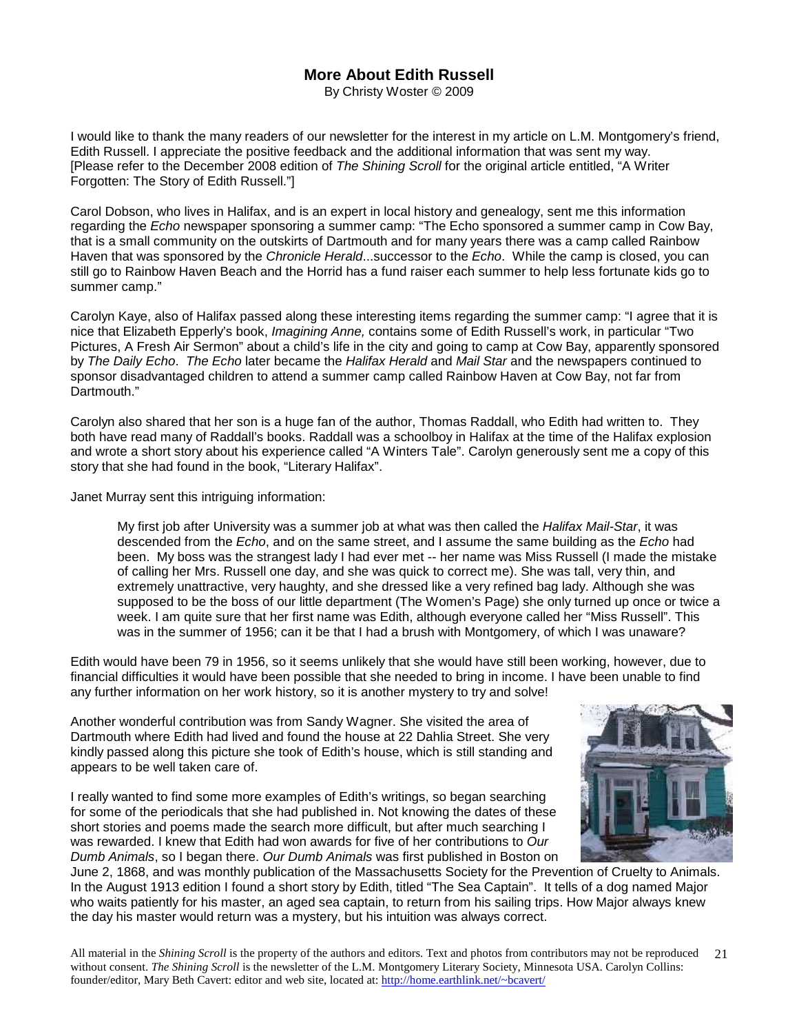# More About Edith Russell

By Christy Woster © 2009

I would like to thank the many readers of our newsletter for the interest in my article on L.M. Montgomery's friend, Edith Russell. I appreciate the positive feedback and the additional information that was sent my way. [Please refer to the December 2008 edition of *The Shining Scroll* for the original article entitled, "A Writer Forgotten: The Story of Edith Russell."]

Carol Dobson, who lives in Halifax, and is an expert in local history and genealogy, sent me this information regarding the *Echo* newspaper sponsoring a summer camp: "The Echo sponsored a summer camp in Cow Bay, that is a small community on the outskirts of Dartmouth and for many years there was a camp called Rainbow Haven that was sponsored by the *Chronicle Herald*...successor to the *Echo*. While the camp is closed, you can still go to Rainbow Haven Beach and the Horrid has a fund raiser each summer to help less fortunate kids go to summer camp."

Carolyn Kaye, also of Halifax passed along these interesting items regarding the summer camp: "I agree that it is nice that Elizabeth Epperly's book, *Imagining Anne,* contains some of Edith Russell's work, in particular "Two Pictures, A Fresh Air Sermon" about a child's life in the city and going to camp at Cow Bay, apparently sponsored by *The Daily Echo*. *The Echo* later became the *Halifax Herald* and *Mail Star* and the newspapers continued to sponsor disadvantaged children to attend a summer camp called Rainbow Haven at Cow Bay, not far from Dartmouth."

Carolyn also shared that her son is a huge fan of the author, Thomas Raddall, who Edith had written to. They both have read many of Raddall's books. Raddall was a schoolboy in Halifax at the time of the Halifax explosion and wrote a short story about his experience called "A Winters Tale". Carolyn generously sent me a copy of this story that she had found in the book, "Literary Halifax".

Janet Murray sent this intriguing information:

> My first job after University was a summer job at what was then called the *Halifax Mail-Star*, it was descended from the *Echo*, and on the same street, and I assume the same building as the *Echo* had been. My boss was the strangest lady I had ever met -- her name was Miss Russell (I made the mistake of calling her Mrs. Russell one day, and she was quick to correct me). She was tall, very thin, and extremely unattractive, very haughty, and she dressed like a very refined bag lady. Although she was supposed to be the boss of our little department (The Women's Page) she only turned up once or twice a week. I am quite sure that her first name was Edith, although everyone called her "Miss Russell". This was in the summer of 1956; can it be that I had a brush with Montgomery, of which I was unaware?

Edith would have been 79 in 1956, so it seems unlikely that she would have still been working, however, due to financial difficulties it would have been possible that she needed to bring in income. I have been unable to find any further information on her work history, so it is another mystery to try and solve!

Another wonderful contribution was from Sandy Wagner. She visited the area of Dartmouth where Edith had lived and found the house at 22 Dahlia Street. She very kindly passed along this picture she took of Edith's house, which is still standing and appears to be well taken care of.

I really wanted to find some more examples of Edith's writings, so began searching for some of the periodicals that she had published in. Not knowing the dates of these short stories and poems made the search more difficult, but after much searching I was rewarded. I knew that Edith had won awards for five of her contributions to *Our Dumb Animals*, so I began there. *Our Dumb Animals* was first published in Boston on June 2, 1868, and was monthly publication of the Massachusetts Society for the Prevention of Cruelty to Animals. In the August 1913 edition I found a short story by Edith, titled "The Sea Captain". It tells of a dog named Major who waits patiently for his master, an aged sea captain, to return from his sailing trips. How Major always knew the day his master would return was a mystery, but his intuition was always correct.

All material in the *Shining Scroll* is the property of the authors and editors. Text and photos from contributors may not be reproduced without consent. *The Shining Scroll* is the newsletter of the L.M. Montgomery Literary Society, Minnesota USA. Carolyn Collins: founder/editor, Mary Beth Cavert: editor and web site, located at: http://home.earthlink.net/~bcavert/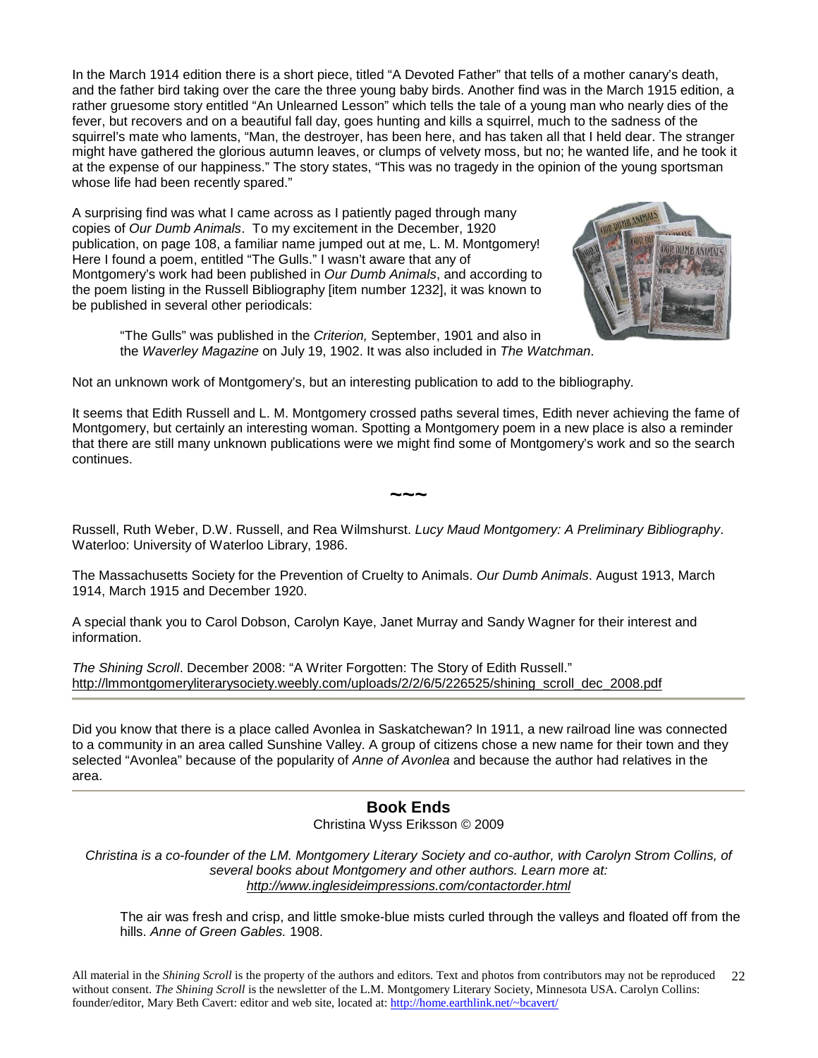In the March 1914 edition there is a short piece, titled "A Devoted Father" that tells of a mother canary's death, and the father bird taking over the care the three young baby birds. Another find was in the March 1915 edition, a rather gruesome story entitled "An Unlearned Lesson" which tells the tale of a young man who nearly dies of the fever, but recovers and on a beautiful fall day, goes hunting and kills a squirrel, much to the sadness of the squirrel's mate who laments, "Man, the destroyer, has been here, and has taken all that I held dear. The stranger might have gathered the glorious autumn leaves, or clumps of velvety moss, but no; he wanted life, and he took it at the expense of our happiness." The story states, "This was no tragedy in the opinion of the young sportsman whose life had been recently spared."

A surprising find was what I came across as I patiently paged through many copies of *Our Dumb Animals*. To my excitement in the December, 1920 publication, on page 108, a familiar name jumped out at me, L. M. Montgomery! Here I found a poem, entitled "The Gulls." I wasn't aware that any of Montgomery's work had been published in *Our Dumb Animals*, and according to the poem listing in the Russell Bibliography [item number 1232], it was known to be published in several other periodicals:

> "The Gulls" was published in the *Criterion,* September, 1901 and also in the *Waverley Magazine* on July 19, 1902. It was also included in *The Watchman*.

Not an unknown work of Montgomery's, but an interesting publication to add to the bibliography.

It seems that Edith Russell and L. M. Montgomery crossed paths several times, Edith never achieving the fame of Montgomery, but certainly an interesting woman. Spotting a Montgomery poem in a new place is also a reminder that there are still many unknown publications were we might find some of Montgomery's work and so the search continues.

~~~

Russell, Ruth Weber, D.W. Russell, and Rea Wilmshurst. *Lucy Maud Montgomery: A Preliminary Bibliography*. Waterloo: University of Waterloo Library, 1986.

The Massachusetts Society for the Prevention of Cruelty to Animals. *Our Dumb Animals*. August 1913, March 1914, March 1915 and December 1920.

A special thank you to Carol Dobson, Carolyn Kaye, Janet Murray and Sandy Wagner for their interest and information.

*The Shining Scroll*. December 2008: "A Writer Forgotten: The Story of Edith Russell."
http://lmmontgomeryliterarysociety.weebly.com/uploads/2/2/6/5/226525/shining_scroll_dec_2008.pdf

---

Did you know that there is a place called Avonlea in Saskatchewan? In 1911, a new railroad line was connected to a community in an area called Sunshine Valley. A group of citizens chose a new name for their town and they selected "Avonlea" because of the popularity of *Anne of Avonlea* and because the author had relatives in the area.

---

## Book Ends

Christina Wyss Eriksson © 2009

*Christina is a co-founder of the LM. Montgomery Literary Society and co-author, with Carolyn Strom Collins, of several books about Montgomery and other authors. Learn more at: http://www.inglesideimpressions.com/contactorder.html*

> The air was fresh and crisp, and little smoke-blue mists curled through the valleys and floated off from the hills. *Anne of Green Gables.* 1908.

All material in the *Shining Scroll* is the property of the authors and editors. Text and photos from contributors may not be reproduced without consent. *The Shining Scroll* is the newsletter of the L.M. Montgomery Literary Society, Minnesota USA. Carolyn Collins: founder/editor, Mary Beth Cavert: editor and web site, located at: http://home.earthlink.net/~bcavert/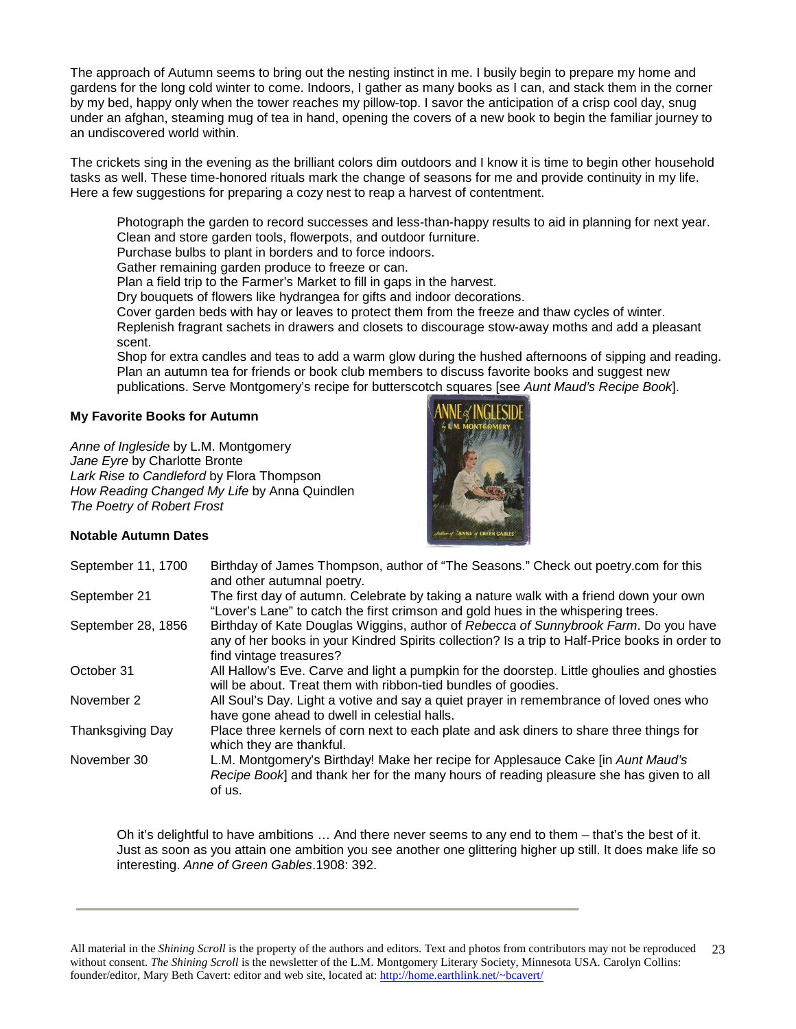The approach of Autumn seems to bring out the nesting instinct in me. I busily begin to prepare my home and gardens for the long cold winter to come. Indoors, I gather as many books as I can, and stack them in the corner by my bed, happy only when the tower reaches my pillow-top. I savor the anticipation of a crisp cool day, snug under an afghan, steaming mug of tea in hand, opening the covers of a new book to begin the familiar journey to an undiscovered world within.

The crickets sing in the evening as the brilliant colors dim outdoors and I know it is time to begin other household tasks as well. These time-honored rituals mark the change of seasons for me and provide continuity in my life. Here a few suggestions for preparing a cozy nest to reap a harvest of contentment.

> Photograph the garden to record successes and less-than-happy results to aid in planning for next year.
> Clean and store garden tools, flowerpots, and outdoor furniture.
> Purchase bulbs to plant in borders and to force indoors.
> Gather remaining garden produce to freeze or can.
> Plan a field trip to the Farmer's Market to fill in gaps in the harvest.
> Dry bouquets of flowers like hydrangea for gifts and indoor decorations.
> Cover garden beds with hay or leaves to protect them from the freeze and thaw cycles of winter.
> Replenish fragrant sachets in drawers and closets to discourage stow-away moths and add a pleasant scent.
> Shop for extra candles and teas to add a warm glow during the hushed afternoons of sipping and reading.
> Plan an autumn tea for friends or book club members to discuss favorite books and suggest new publications. Serve Montgomery's recipe for butterscotch squares [see *Aunt Maud's Recipe Book*].

**My Favorite Books for Autumn**

*Anne of Ingleside* by L.M. Montgomery
*Jane Eyre* by Charlotte Bronte
*Lark Rise to Candleford* by Flora Thompson
*How Reading Changed My Life* by Anna Quindlen
*The Poetry of Robert Frost*

**Notable Autumn Dates**

| | |
|---|---|
| September 11, 1700 | Birthday of James Thompson, author of "The Seasons." Check out poetry.com for this and other autumnal poetry. |
| September 21 | The first day of autumn. Celebrate by taking a nature walk with a friend down your own "Lover's Lane" to catch the first crimson and gold hues in the whispering trees. |
| September 28, 1856 | Birthday of Kate Douglas Wiggins, author of *Rebecca of Sunnybrook Farm*. Do you have any of her books in your Kindred Spirits collection? Is a trip to Half-Price books in order to find vintage treasures? |
| October 31 | All Hallow's Eve. Carve and light a pumpkin for the doorstep. Little ghoulies and ghosties will be about. Treat them with ribbon-tied bundles of goodies. |
| November 2 | All Soul's Day. Light a votive and say a quiet prayer in remembrance of loved ones who have gone ahead to dwell in celestial halls. |
| Thanksgiving Day | Place three kernels of corn next to each plate and ask diners to share three things for which they are thankful. |
| November 30 | L.M. Montgomery's Birthday! Make her recipe for Applesauce Cake [in *Aunt Maud's Recipe Book*] and thank her for the many hours of reading pleasure she has given to all of us. |

> Oh it's delightful to have ambitions … And there never seems to any end to them – that's the best of it. Just as soon as you attain one ambition you see another one glittering higher up still. It does make life so interesting. *Anne of Green Gables*.1908: 392.

All material in the *Shining Scroll* is the property of the authors and editors. Text and photos from contributors may not be reproduced without consent. *The Shining Scroll* is the newsletter of the L.M. Montgomery Literary Society, Minnesota USA. Carolyn Collins: founder/editor, Mary Beth Cavert: editor and web site, located at: http://home.earthlink.net/~bcavert/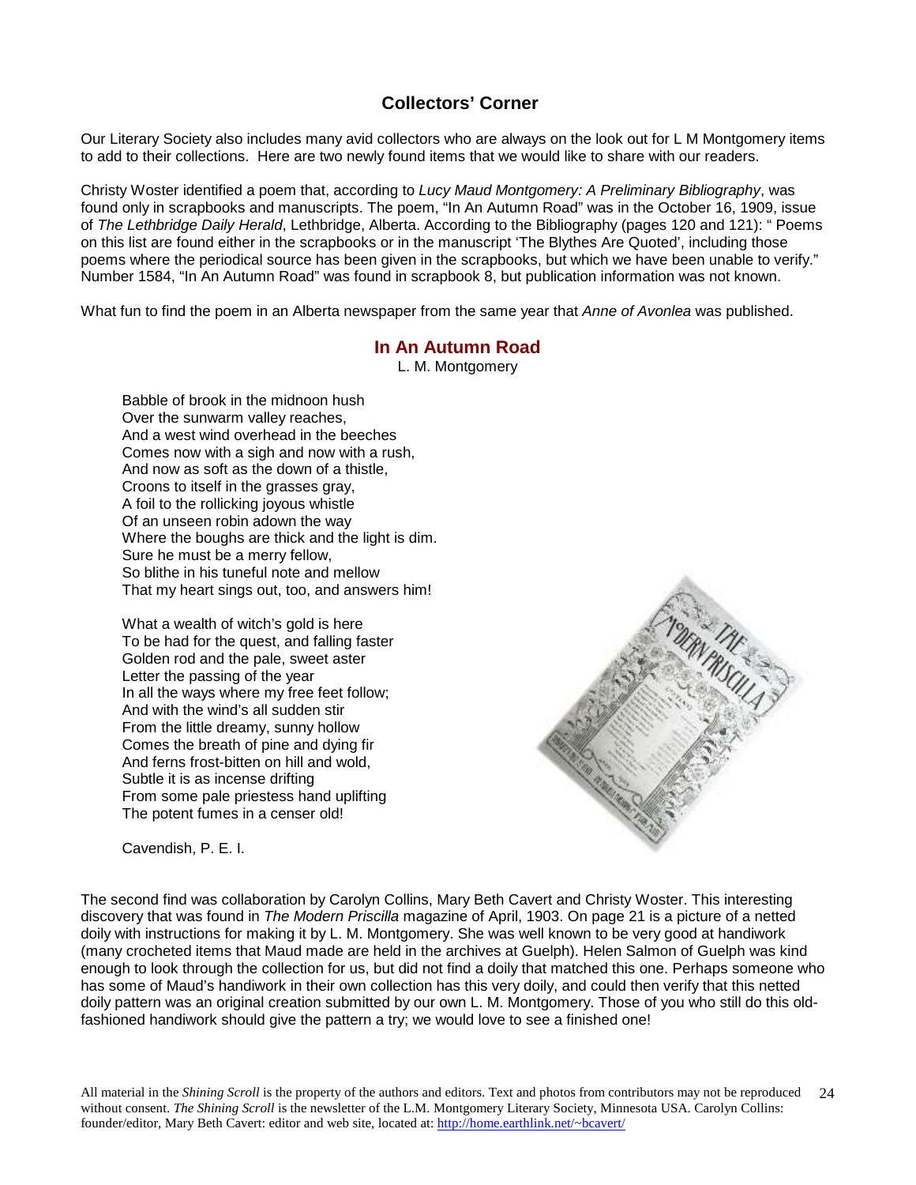## Collectors' Corner

Our Literary Society also includes many avid collectors who are always on the look out for L M Montgomery items to add to their collections. Here are two newly found items that we would like to share with our readers.

Christy Woster identified a poem that, according to *Lucy Maud Montgomery: A Preliminary Bibliography*, was found only in scrapbooks and manuscripts. The poem, "In An Autumn Road" was in the October 16, 1909, issue of *The Lethbridge Daily Herald*, Lethbridge, Alberta. According to the Bibliography (pages 120 and 121): " Poems on this list are found either in the scrapbooks or in the manuscript 'The Blythes Are Quoted', including those poems where the periodical source has been given in the scrapbooks, but which we have been unable to verify." Number 1584, "In An Autumn Road" was found in scrapbook 8, but publication information was not known.

What fun to find the poem in an Alberta newspaper from the same year that *Anne of Avonlea* was published.

### In An Autumn Road

L. M. Montgomery

Babble of brook in the midnoon hush
Over the sunwarm valley reaches,
And a west wind overhead in the beeches
Comes now with a sigh and now with a rush,
And now as soft as the down of a thistle,
Croons to itself in the grasses gray,
A foil to the rollicking joyous whistle
Of an unseen robin adown the way
Where the boughs are thick and the light is dim.
Sure he must be a merry fellow,
So blithe in his tuneful note and mellow
That my heart sings out, too, and answers him!

What a wealth of witch's gold is here
To be had for the quest, and falling faster
Golden rod and the pale, sweet aster
Letter the passing of the year
In all the ways where my free feet follow;
And with the wind's all sudden stir
From the little dreamy, sunny hollow
Comes the breath of pine and dying fir
And ferns frost-bitten on hill and wold,
Subtle it is as incense drifting
From some pale priestess hand uplifting
The potent fumes in a censer old!

Cavendish, P. E. I.

The second find was collaboration by Carolyn Collins, Mary Beth Cavert and Christy Woster. This interesting discovery that was found in *The Modern Priscilla* magazine of April, 1903. On page 21 is a picture of a netted doily with instructions for making it by L. M. Montgomery. She was well known to be very good at handiwork (many crocheted items that Maud made are held in the archives at Guelph). Helen Salmon of Guelph was kind enough to look through the collection for us, but did not find a doily that matched this one. Perhaps someone who has some of Maud's handiwork in their own collection has this very doily, and could then verify that this netted doily pattern was an original creation submitted by our own L. M. Montgomery. Those of you who still do this old-fashioned handiwork should give the pattern a try; we would love to see a finished one!

All material in the *Shining Scroll* is the property of the authors and editors. Text and photos from contributors may not be reproduced without consent. *The Shining Scroll* is the newsletter of the L.M. Montgomery Literary Society, Minnesota USA. Carolyn Collins: founder/editor, Mary Beth Cavert: editor and web site, located at: http://home.earthlink.net/~bcavert/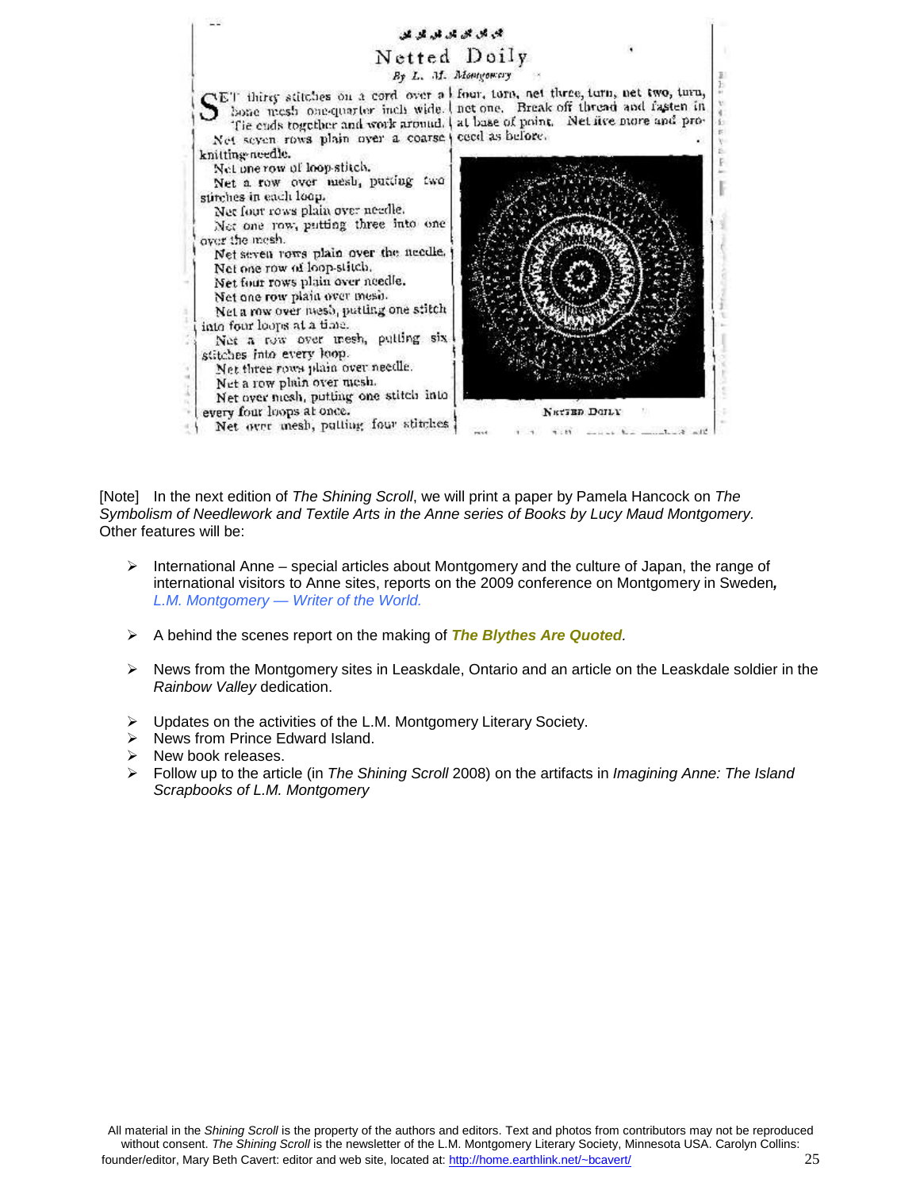# Netted Doily

*By L. M. Montgomery*

SET thirty stitches on a cord over a bone mesh one-quarter inch wide. Tie ends together and work around.

Net seven rows plain over a coarse knitting-needle.

Net one row of loop-stitch.

Net a row over mesh, putting two stitches in each loop.

Net four rows plain over needle.

Net one row, putting three into one over the mesh.

Net seven rows plain over the needle.

Net one row of loop-stitch.

Net four rows plain over needle.

Net one row plain over mesh.

Net a row over mesh, putting one stitch into four loops at a time.

Net a row over mesh, putting six stitches into every loop.

Net three rows plain over needle.

Net a row plain over mesh.

Net over mesh, putting one stitch into every four loops at once.

Net over mesh, putting four stitches four, turn, net three, turn, net two, turn, net one. Break off thread and fasten in at base of point. Net five more and proceed as before.

NETTED DOILY

[Note] In the next edition of *The Shining Scroll*, we will print a paper by Pamela Hancock on *The Symbolism of Needlework and Textile Arts in the Anne series of Books by Lucy Maud Montgomery*. Other features will be:

- International Anne – special articles about Montgomery and the culture of Japan, the range of international visitors to Anne sites, reports on the 2009 conference on Montgomery in Sweden**,** *L.M. Montgomery — Writer of the World.*
- A behind the scenes report on the making of ***The Blythes Are Quoted***.
- News from the Montgomery sites in Leaskdale, Ontario and an article on the Leaskdale soldier in the *Rainbow Valley* dedication.
- Updates on the activities of the L.M. Montgomery Literary Society.
- News from Prince Edward Island.
- New book releases.
- Follow up to the article (in *The Shining Scroll* 2008) on the artifacts in *Imagining Anne: The Island Scrapbooks of L.M. Montgomery*

All material in the *Shining Scroll* is the property of the authors and editors. Text and photos from contributors may not be reproduced without consent. *The Shining Scroll* is the newsletter of the L.M. Montgomery Literary Society, Minnesota USA. Carolyn Collins: founder/editor, Mary Beth Cavert: editor and web site, located at: http://home.earthlink.net/~bcavert/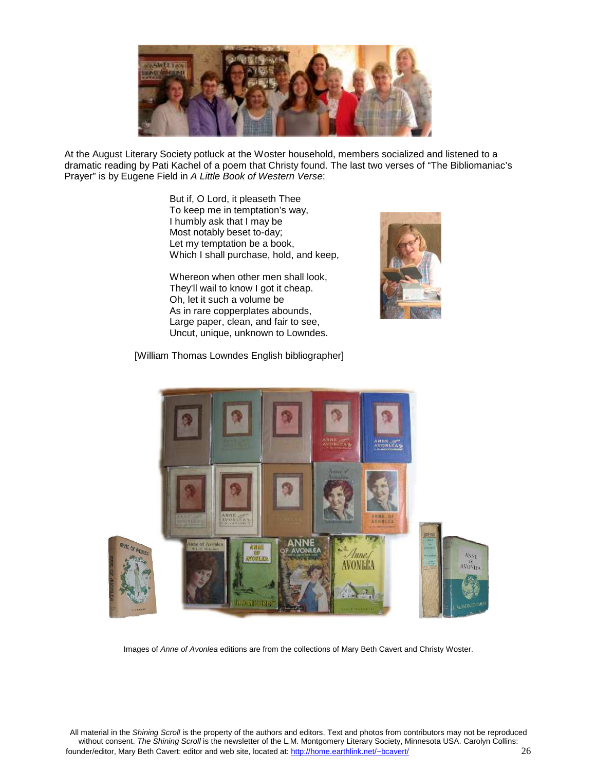At the August Literary Society potluck at the Woster household, members socialized and listened to a dramatic reading by Pati Kachel of a poem that Christy found. The last two verses of "The Bibliomaniac's Prayer" is by Eugene Field in *A Little Book of Western Verse*:

> But if, O Lord, it pleaseth Thee  
> To keep me in temptation's way,  
> I humbly ask that I may be  
> Most notably beset to-day;  
> Let my temptation be a book,  
> Which I shall purchase, hold, and keep,
>
> Whereon when other men shall look,  
> They'll wail to know I got it cheap.  
> Oh, let it such a volume be  
> As in rare copperplates abounds,  
> Large paper, clean, and fair to see,  
> Uncut, unique, unknown to Lowndes.

[William Thomas Lowndes English bibliographer]

Images of *Anne of Avonlea* editions are from the collections of Mary Beth Cavert and Christy Woster.

All material in the *Shining Scroll* is the property of the authors and editors. Text and photos from contributors may not be reproduced without consent. *The Shining Scroll* is the newsletter of the L.M. Montgomery Literary Society, Minnesota USA. Carolyn Collins: founder/editor, Mary Beth Cavert: editor and web site, located at: http://home.earthlink.net/~bcavert/